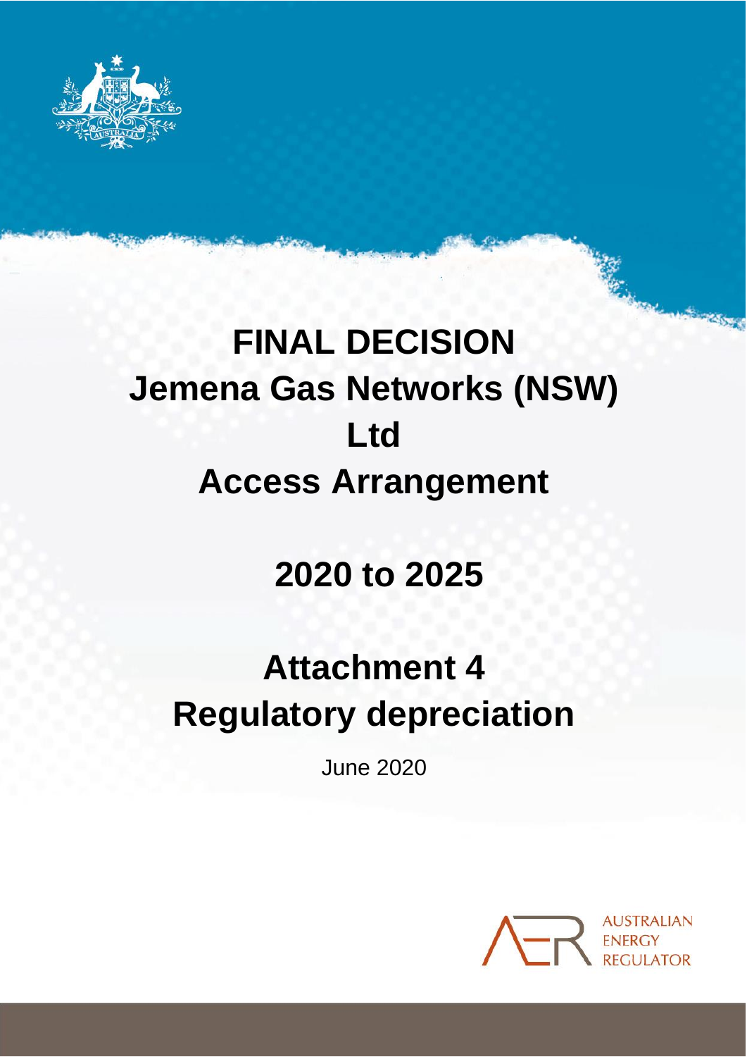# FINAL DECISION
# Jemena Gas Networks (NSW) Ltd
# Access Arrangement

## 2020 to 2025

## Attachment 4
## Regulatory depreciation

June 2020

AUSTRALIAN ENERGY REGULATOR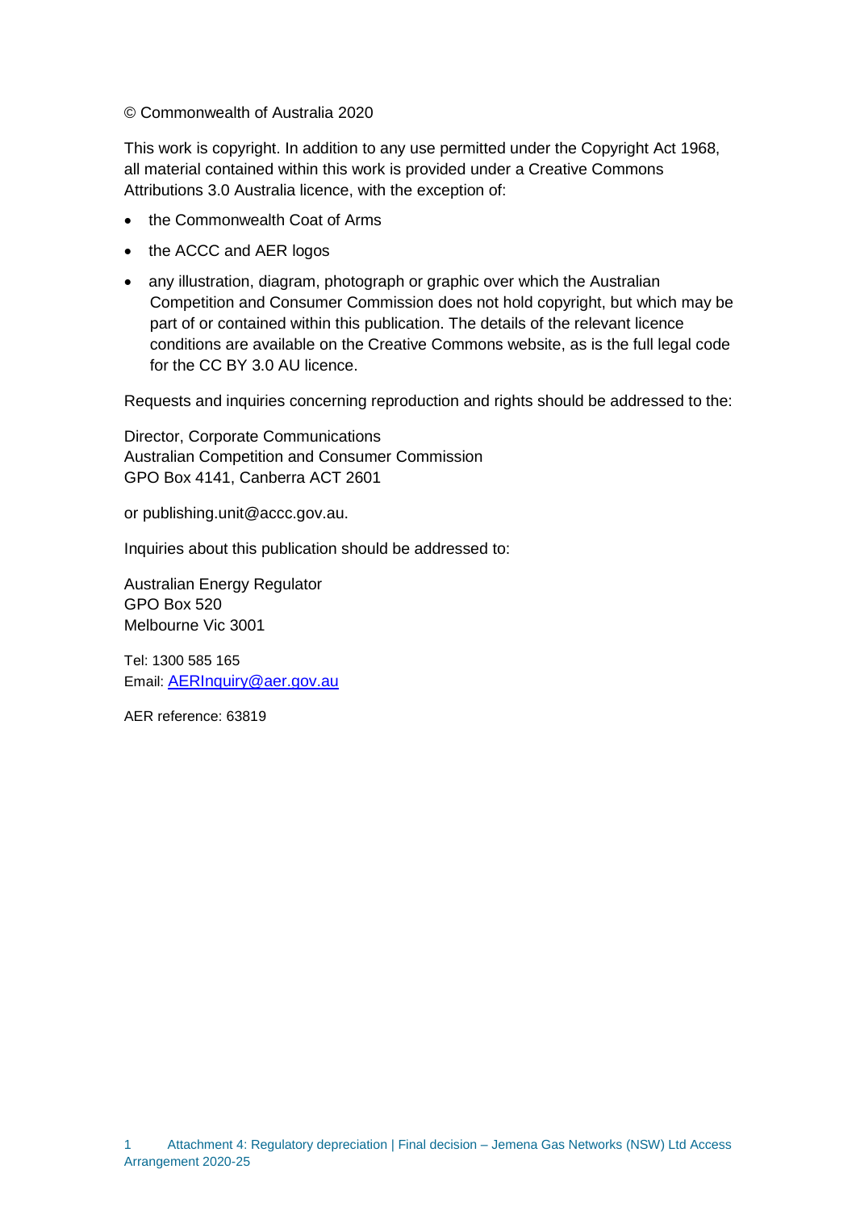© Commonwealth of Australia 2020

This work is copyright. In addition to any use permitted under the Copyright Act 1968, all material contained within this work is provided under a Creative Commons Attributions 3.0 Australia licence, with the exception of:

- the Commonwealth Coat of Arms
- the ACCC and AER logos
- any illustration, diagram, photograph or graphic over which the Australian Competition and Consumer Commission does not hold copyright, but which may be part of or contained within this publication. The details of the relevant licence conditions are available on the Creative Commons website, as is the full legal code for the CC BY 3.0 AU licence.

Requests and inquiries concerning reproduction and rights should be addressed to the:

Director, Corporate Communications
Australian Competition and Consumer Commission
GPO Box 4141, Canberra ACT 2601

or publishing.unit@accc.gov.au.

Inquiries about this publication should be addressed to:

Australian Energy Regulator
GPO Box 520
Melbourne Vic 3001

Tel: 1300 585 165
Email: AERInquiry@aer.gov.au

AER reference: 63819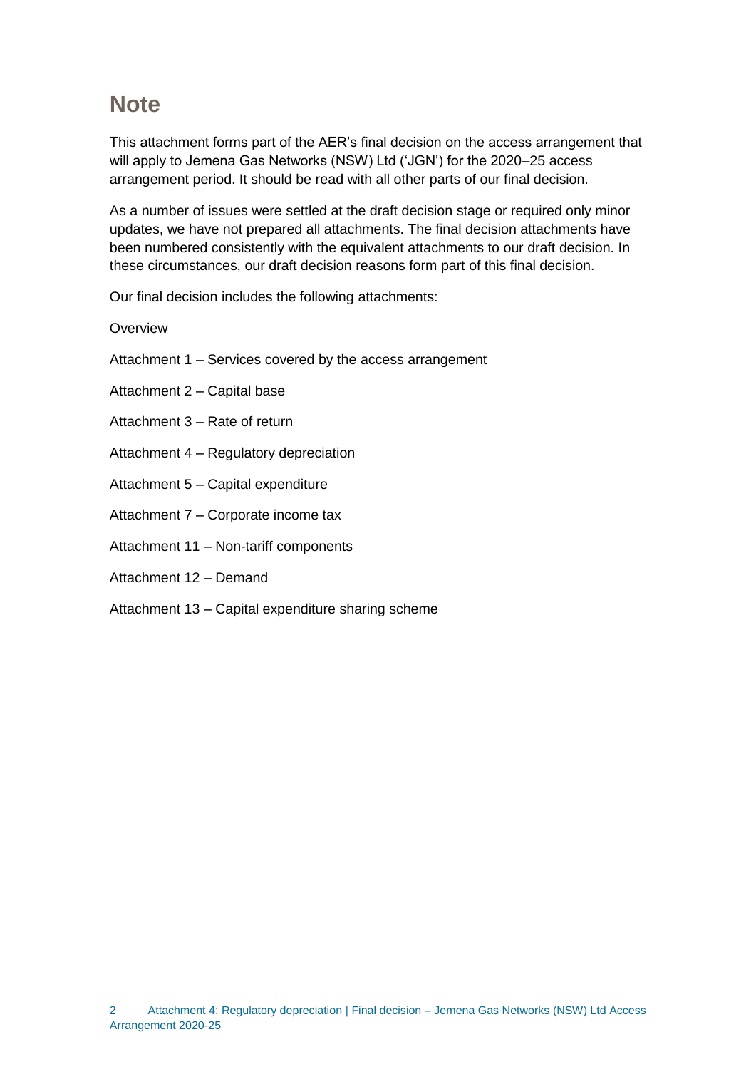# Note

This attachment forms part of the AER's final decision on the access arrangement that will apply to Jemena Gas Networks (NSW) Ltd ('JGN') for the 2020–25 access arrangement period. It should be read with all other parts of our final decision.

As a number of issues were settled at the draft decision stage or required only minor updates, we have not prepared all attachments. The final decision attachments have been numbered consistently with the equivalent attachments to our draft decision. In these circumstances, our draft decision reasons form part of this final decision.

Our final decision includes the following attachments:

Overview

Attachment 1 – Services covered by the access arrangement

Attachment 2 – Capital base

Attachment 3 – Rate of return

Attachment 4 – Regulatory depreciation

Attachment 5 – Capital expenditure

Attachment 7 – Corporate income tax

Attachment 11 – Non-tariff components

Attachment 12 – Demand

Attachment 13 – Capital expenditure sharing scheme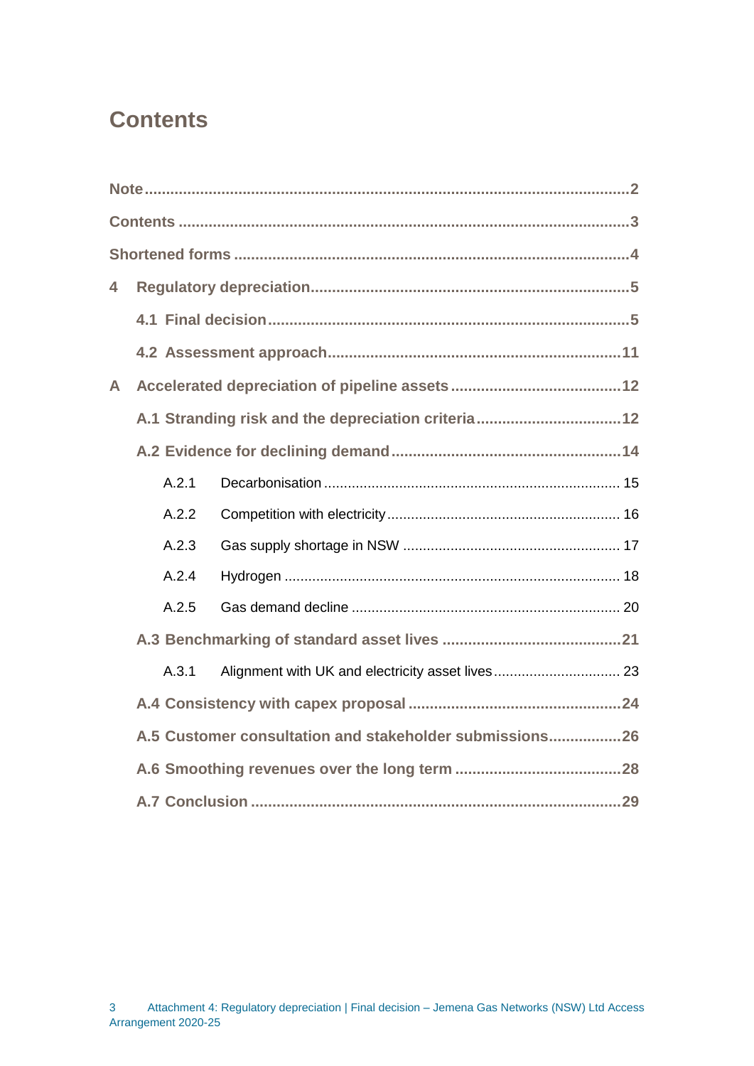# Contents

Note....................................................................................................................2

Contents ..............................................................................................................3

Shortened forms ..................................................................................................4

4 Regulatory depreciation..................................................................................5

4.1 Final decision.............................................................................................5

4.2 Assessment approach...............................................................................11

A Accelerated depreciation of pipeline assets ..............................................12

A.1 Stranding risk and the depreciation criteria...........................................12

A.2 Evidence for declining demand...............................................................14

A.2.1 Decarbonisation ......................................................................... 15

A.2.2 Competition with electricity.......................................................... 16

A.2.3 Gas supply shortage in NSW ...................................................... 17

A.2.4 Hydrogen .................................................................................... 18

A.2.5 Gas demand decline ................................................................... 20

A.3 Benchmarking of standard asset lives ...................................................21

A.3.1 Alignment with UK and electricity asset lives................................ 23

A.4 Consistency with capex proposal ............................................................24

A.5 Customer consultation and stakeholder submissions.................................26

A.6 Smoothing revenues over the long term ...................................................28

A.7 Conclusion ...............................................................................................29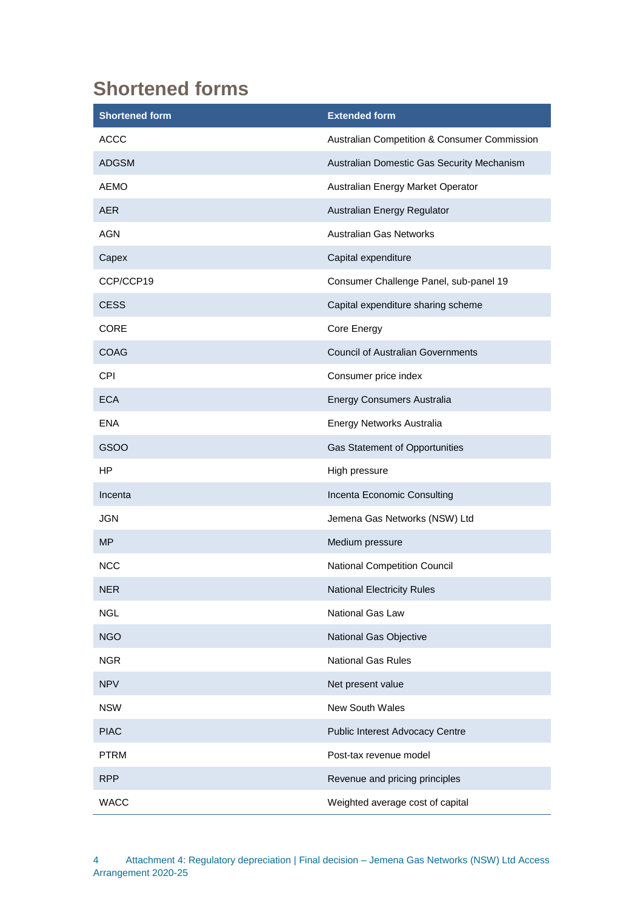# Shortened forms

| Shortened form | Extended form |
|---|---|
| ACCC | Australian Competition & Consumer Commission |
| ADGSM | Australian Domestic Gas Security Mechanism |
| AEMO | Australian Energy Market Operator |
| AER | Australian Energy Regulator |
| AGN | Australian Gas Networks |
| Capex | Capital expenditure |
| CCP/CCP19 | Consumer Challenge Panel, sub-panel 19 |
| CESS | Capital expenditure sharing scheme |
| CORE | Core Energy |
| COAG | Council of Australian Governments |
| CPI | Consumer price index |
| ECA | Energy Consumers Australia |
| ENA | Energy Networks Australia |
| GSOO | Gas Statement of Opportunities |
| HP | High pressure |
| Incenta | Incenta Economic Consulting |
| JGN | Jemena Gas Networks (NSW) Ltd |
| MP | Medium pressure |
| NCC | National Competition Council |
| NER | National Electricity Rules |
| NGL | National Gas Law |
| NGO | National Gas Objective |
| NGR | National Gas Rules |
| NPV | Net present value |
| NSW | New South Wales |
| PIAC | Public Interest Advocacy Centre |
| PTRM | Post-tax revenue model |
| RPP | Revenue and pricing principles |
| WACC | Weighted average cost of capital |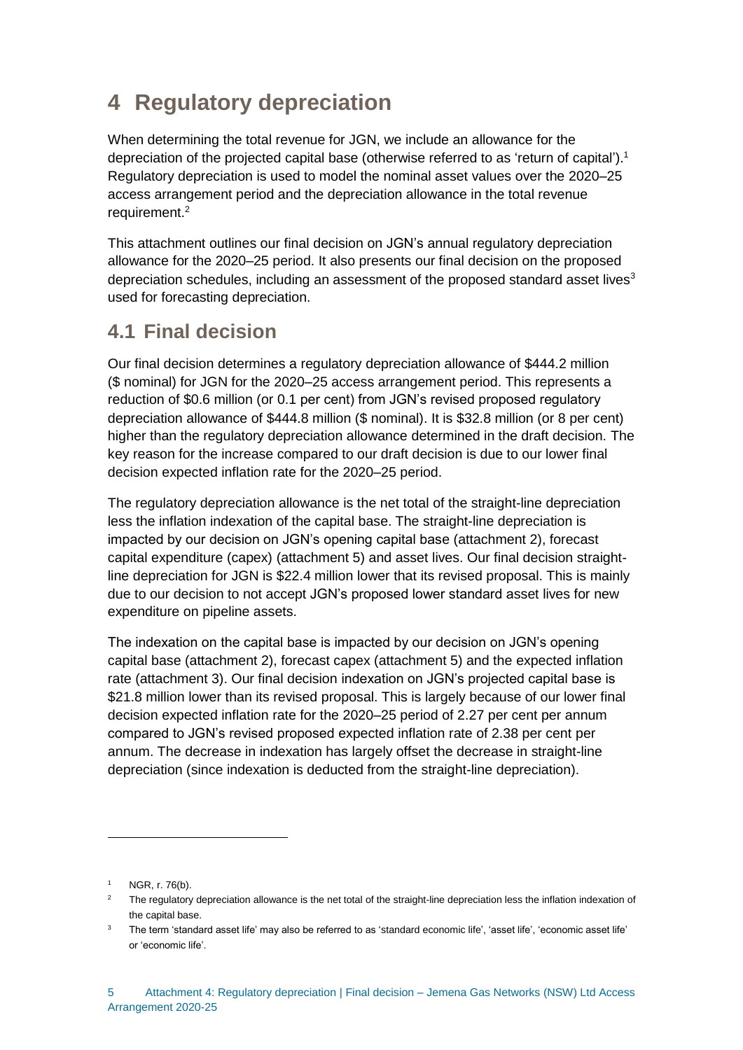# 4 Regulatory depreciation

When determining the total revenue for JGN, we include an allowance for the depreciation of the projected capital base (otherwise referred to as 'return of capital').[1] Regulatory depreciation is used to model the nominal asset values over the 2020–25 access arrangement period and the depreciation allowance in the total revenue requirement.[2]

This attachment outlines our final decision on JGN's annual regulatory depreciation allowance for the 2020–25 period. It also presents our final decision on the proposed depreciation schedules, including an assessment of the proposed standard asset lives[3] used for forecasting depreciation.

## 4.1 Final decision

Our final decision determines a regulatory depreciation allowance of $444.2 million ($ nominal) for JGN for the 2020–25 access arrangement period. This represents a reduction of $0.6 million (or 0.1 per cent) from JGN's revised proposed regulatory depreciation allowance of $444.8 million ($ nominal). It is $32.8 million (or 8 per cent) higher than the regulatory depreciation allowance determined in the draft decision. The key reason for the increase compared to our draft decision is due to our lower final decision expected inflation rate for the 2020–25 period.

The regulatory depreciation allowance is the net total of the straight-line depreciation less the inflation indexation of the capital base. The straight-line depreciation is impacted by our decision on JGN's opening capital base (attachment 2), forecast capital expenditure (capex) (attachment 5) and asset lives. Our final decision straight-line depreciation for JGN is $22.4 million lower that its revised proposal. This is mainly due to our decision to not accept JGN's proposed lower standard asset lives for new expenditure on pipeline assets.

The indexation on the capital base is impacted by our decision on JGN's opening capital base (attachment 2), forecast capex (attachment 5) and the expected inflation rate (attachment 3). Our final decision indexation on JGN's projected capital base is $21.8 million lower than its revised proposal. This is largely because of our lower final decision expected inflation rate for the 2020–25 period of 2.27 per cent per annum compared to JGN's revised proposed expected inflation rate of 2.38 per cent per annum. The decrease in indexation has largely offset the decrease in straight-line depreciation (since indexation is deducted from the straight-line depreciation).

---

[1] NGR, r. 76(b).

[2] The regulatory depreciation allowance is the net total of the straight-line depreciation less the inflation indexation of the capital base.

[3] The term 'standard asset life' may also be referred to as 'standard economic life', 'asset life', 'economic asset life' or 'economic life'.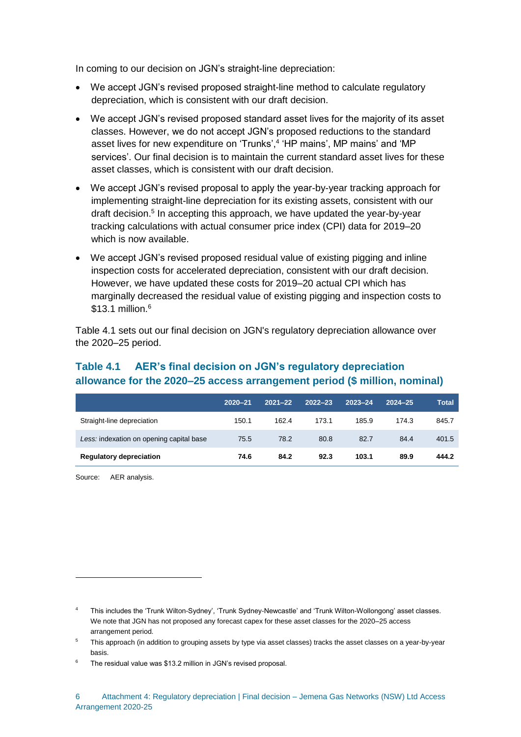In coming to our decision on JGN's straight-line depreciation:

- We accept JGN's revised proposed straight-line method to calculate regulatory depreciation, which is consistent with our draft decision.
- We accept JGN's revised proposed standard asset lives for the majority of its asset classes. However, we do not accept JGN's proposed reductions to the standard asset lives for new expenditure on 'Trunks',[4] 'HP mains', MP mains' and 'MP services'. Our final decision is to maintain the current standard asset lives for these asset classes, which is consistent with our draft decision.
- We accept JGN's revised proposal to apply the year-by-year tracking approach for implementing straight-line depreciation for its existing assets, consistent with our draft decision.[5] In accepting this approach, we have updated the year-by-year tracking calculations with actual consumer price index (CPI) data for 2019–20 which is now available.
- We accept JGN's revised proposed residual value of existing pigging and inline inspection costs for accelerated depreciation, consistent with our draft decision. However, we have updated these costs for 2019–20 actual CPI which has marginally decreased the residual value of existing pigging and inspection costs to $13.1 million.[6]

Table 4.1 sets out our final decision on JGN's regulatory depreciation allowance over the 2020–25 period.

### Table 4.1 AER's final decision on JGN's regulatory depreciation allowance for the 2020–25 access arrangement period ($ million, nominal)

| | 2020–21 | 2021–22 | 2022–23 | 2023–24 | 2024–25 | Total |
|---|---|---|---|---|---|---|
| Straight-line depreciation | 150.1 | 162.4 | 173.1 | 185.9 | 174.3 | 845.7 |
| *Less:* indexation on opening capital base | 75.5 | 78.2 | 80.8 | 82.7 | 84.4 | 401.5 |
| **Regulatory depreciation** | **74.6** | **84.2** | **92.3** | **103.1** | **89.9** | **444.2** |

Source: AER analysis.

---

[4] This includes the 'Trunk Wilton-Sydney', 'Trunk Sydney-Newcastle' and 'Trunk Wilton-Wollongong' asset classes. We note that JGN has not proposed any forecast capex for these asset classes for the 2020–25 access arrangement period.

[5] This approach (in addition to grouping assets by type via asset classes) tracks the asset classes on a year-by-year basis.

[6] The residual value was $13.2 million in JGN's revised proposal.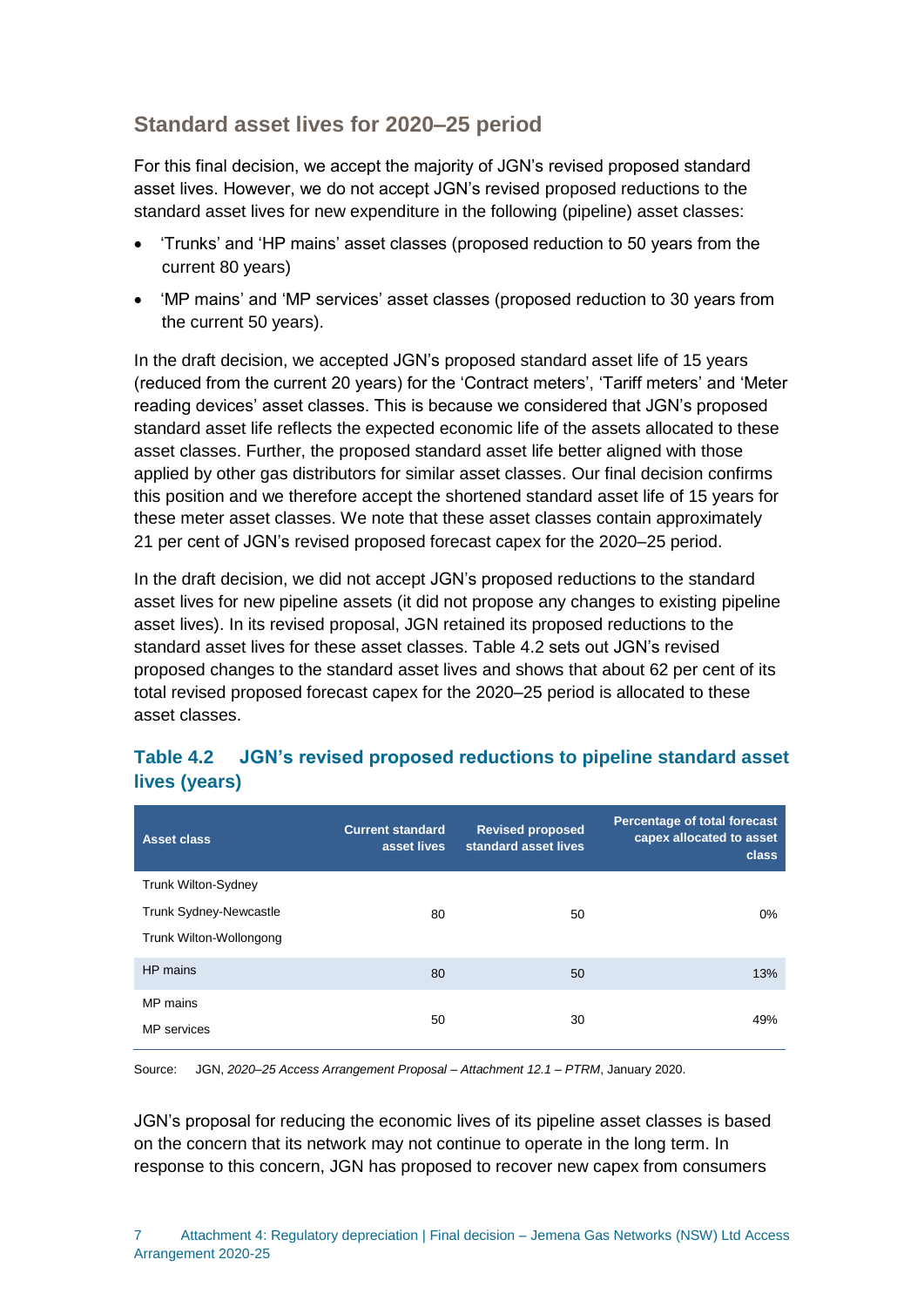## Standard asset lives for 2020–25 period

For this final decision, we accept the majority of JGN's revised proposed standard asset lives. However, we do not accept JGN's revised proposed reductions to the standard asset lives for new expenditure in the following (pipeline) asset classes:

- 'Trunks' and 'HP mains' asset classes (proposed reduction to 50 years from the current 80 years)
- 'MP mains' and 'MP services' asset classes (proposed reduction to 30 years from the current 50 years).

In the draft decision, we accepted JGN's proposed standard asset life of 15 years (reduced from the current 20 years) for the 'Contract meters', 'Tariff meters' and 'Meter reading devices' asset classes. This is because we considered that JGN's proposed standard asset life reflects the expected economic life of the assets allocated to these asset classes. Further, the proposed standard asset life better aligned with those applied by other gas distributors for similar asset classes. Our final decision confirms this position and we therefore accept the shortened standard asset life of 15 years for these meter asset classes. We note that these asset classes contain approximately 21 per cent of JGN's revised proposed forecast capex for the 2020–25 period.

In the draft decision, we did not accept JGN's proposed reductions to the standard asset lives for new pipeline assets (it did not propose any changes to existing pipeline asset lives). In its revised proposal, JGN retained its proposed reductions to the standard asset lives for these asset classes. Table 4.2 sets out JGN's revised proposed changes to the standard asset lives and shows that about 62 per cent of its total revised proposed forecast capex for the 2020–25 period is allocated to these asset classes.

### Table 4.2 JGN's revised proposed reductions to pipeline standard asset lives (years)

| Asset class | Current standard asset lives | Revised proposed standard asset lives | Percentage of total forecast capex allocated to asset class |
|---|---|---|---|
| Trunk Wilton-Sydney<br>Trunk Sydney-Newcastle<br>Trunk Wilton-Wollongong | 80 | 50 | 0% |
| HP mains | 80 | 50 | 13% |
| MP mains<br>MP services | 50 | 30 | 49% |

Source: JGN, *2020–25 Access Arrangement Proposal – Attachment 12.1 – PTRM*, January 2020.

JGN's proposal for reducing the economic lives of its pipeline asset classes is based on the concern that its network may not continue to operate in the long term. In response to this concern, JGN has proposed to recover new capex from consumers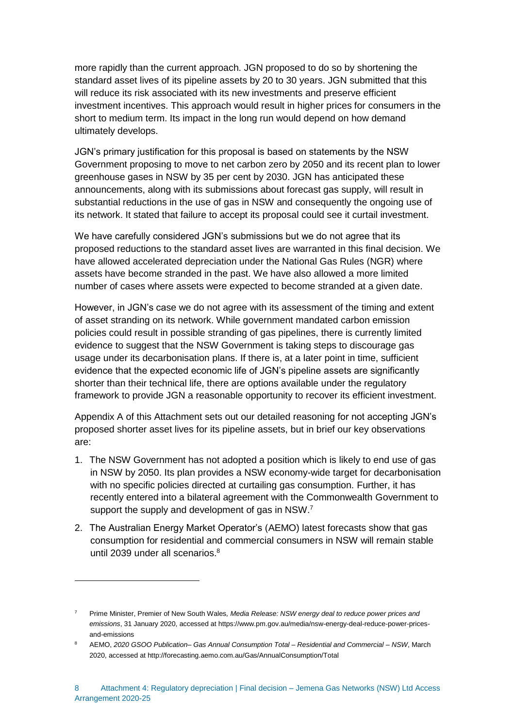more rapidly than the current approach. JGN proposed to do so by shortening the standard asset lives of its pipeline assets by 20 to 30 years. JGN submitted that this will reduce its risk associated with its new investments and preserve efficient investment incentives. This approach would result in higher prices for consumers in the short to medium term. Its impact in the long run would depend on how demand ultimately develops.

JGN's primary justification for this proposal is based on statements by the NSW Government proposing to move to net carbon zero by 2050 and its recent plan to lower greenhouse gases in NSW by 35 per cent by 2030. JGN has anticipated these announcements, along with its submissions about forecast gas supply, will result in substantial reductions in the use of gas in NSW and consequently the ongoing use of its network. It stated that failure to accept its proposal could see it curtail investment.

We have carefully considered JGN's submissions but we do not agree that its proposed reductions to the standard asset lives are warranted in this final decision. We have allowed accelerated depreciation under the National Gas Rules (NGR) where assets have become stranded in the past. We have also allowed a more limited number of cases where assets were expected to become stranded at a given date.

However, in JGN's case we do not agree with its assessment of the timing and extent of asset stranding on its network. While government mandated carbon emission policies could result in possible stranding of gas pipelines, there is currently limited evidence to suggest that the NSW Government is taking steps to discourage gas usage under its decarbonisation plans. If there is, at a later point in time, sufficient evidence that the expected economic life of JGN's pipeline assets are significantly shorter than their technical life, there are options available under the regulatory framework to provide JGN a reasonable opportunity to recover its efficient investment.

Appendix A of this Attachment sets out our detailed reasoning for not accepting JGN's proposed shorter asset lives for its pipeline assets, but in brief our key observations are:

1. The NSW Government has not adopted a position which is likely to end use of gas in NSW by 2050. Its plan provides a NSW economy-wide target for decarbonisation with no specific policies directed at curtailing gas consumption. Further, it has recently entered into a bilateral agreement with the Commonwealth Government to support the supply and development of gas in NSW.[7]
2. The Australian Energy Market Operator's (AEMO) latest forecasts show that gas consumption for residential and commercial consumers in NSW will remain stable until 2039 under all scenarios.[8]

---

[7] Prime Minister, Premier of New South Wales, *Media Release: NSW energy deal to reduce power prices and emissions*, 31 January 2020, accessed at https://www.pm.gov.au/media/nsw-energy-deal-reduce-power-prices-and-emissions

[8] AEMO, *2020 GSOO Publication– Gas Annual Consumption Total – Residential and Commercial – NSW*, March 2020, accessed at http://forecasting.aemo.com.au/Gas/AnnualConsumption/Total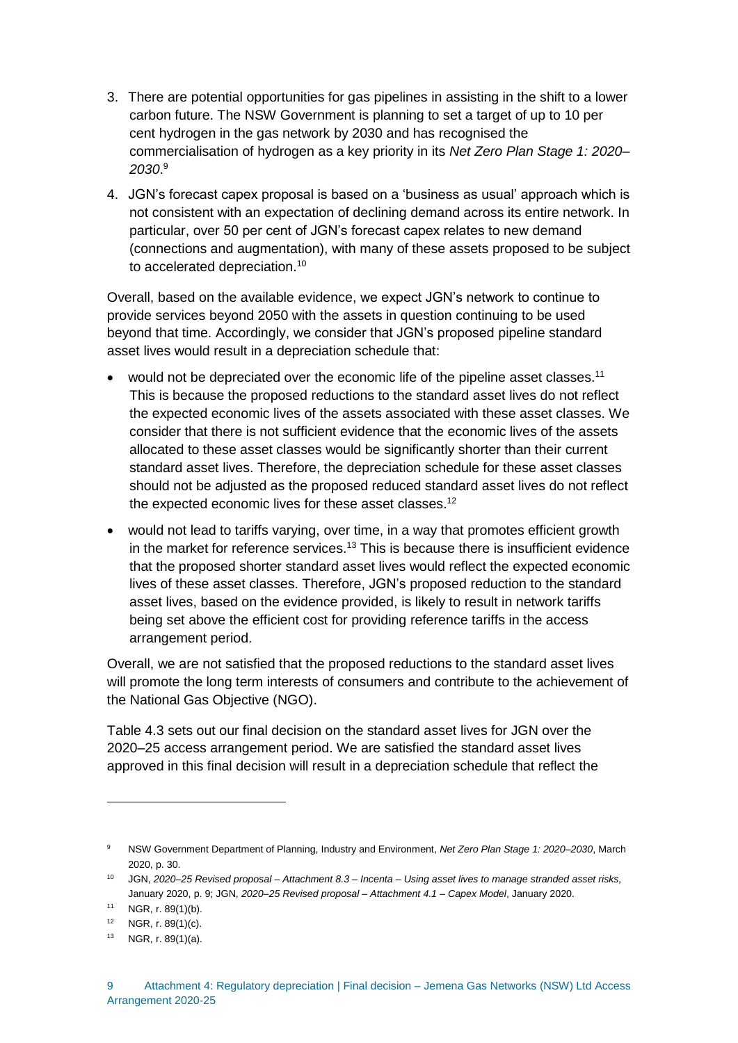3. There are potential opportunities for gas pipelines in assisting in the shift to a lower carbon future. The NSW Government is planning to set a target of up to 10 per cent hydrogen in the gas network by 2030 and has recognised the commercialisation of hydrogen as a key priority in its *Net Zero Plan Stage 1: 2020–2030*.[9]
4. JGN's forecast capex proposal is based on a 'business as usual' approach which is not consistent with an expectation of declining demand across its entire network. In particular, over 50 per cent of JGN's forecast capex relates to new demand (connections and augmentation), with many of these assets proposed to be subject to accelerated depreciation.[10]

Overall, based on the available evidence, we expect JGN's network to continue to provide services beyond 2050 with the assets in question continuing to be used beyond that time. Accordingly, we consider that JGN's proposed pipeline standard asset lives would result in a depreciation schedule that:

- would not be depreciated over the economic life of the pipeline asset classes.[11] This is because the proposed reductions to the standard asset lives do not reflect the expected economic lives of the assets associated with these asset classes. We consider that there is not sufficient evidence that the economic lives of the assets allocated to these asset classes would be significantly shorter than their current standard asset lives. Therefore, the depreciation schedule for these asset classes should not be adjusted as the proposed reduced standard asset lives do not reflect the expected economic lives for these asset classes.[12]
- would not lead to tariffs varying, over time, in a way that promotes efficient growth in the market for reference services.[13] This is because there is insufficient evidence that the proposed shorter standard asset lives would reflect the expected economic lives of these asset classes. Therefore, JGN's proposed reduction to the standard asset lives, based on the evidence provided, is likely to result in network tariffs being set above the efficient cost for providing reference tariffs in the access arrangement period.

Overall, we are not satisfied that the proposed reductions to the standard asset lives will promote the long term interests of consumers and contribute to the achievement of the National Gas Objective (NGO).

Table 4.3 sets out our final decision on the standard asset lives for JGN over the 2020–25 access arrangement period. We are satisfied the standard asset lives approved in this final decision will result in a depreciation schedule that reflect the

---

[9] NSW Government Department of Planning, Industry and Environment, *Net Zero Plan Stage 1: 2020–2030*, March 2020, p. 30.

[10] JGN, *2020–25 Revised proposal – Attachment 8.3 – Incenta – Using asset lives to manage stranded asset risks,* January 2020, p. 9; JGN, *2020–25 Revised proposal – Attachment 4.1 – Capex Model*, January 2020.

[11] NGR, r. 89(1)(b).

[12] NGR, r. 89(1)(c).

[13] NGR, r. 89(1)(a).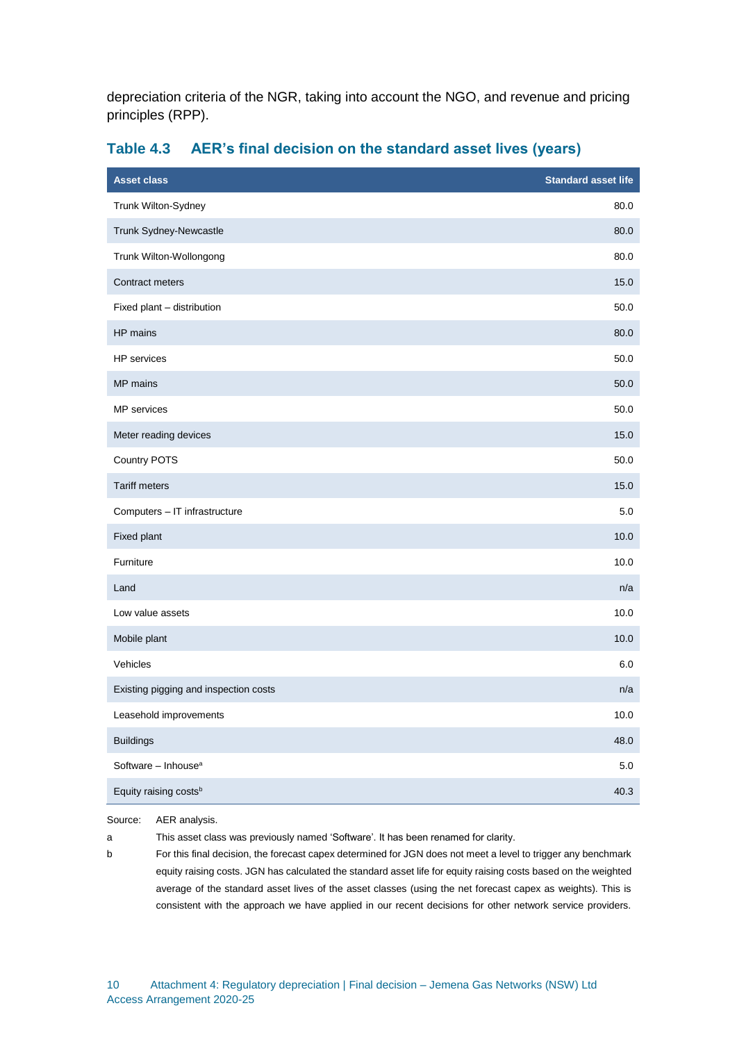depreciation criteria of the NGR, taking into account the NGO, and revenue and pricing principles (RPP).

### Table 4.3 AER's final decision on the standard asset lives (years)

| Asset class | Standard asset life |
|---|---|
| Trunk Wilton-Sydney | 80.0 |
| Trunk Sydney-Newcastle | 80.0 |
| Trunk Wilton-Wollongong | 80.0 |
| Contract meters | 15.0 |
| Fixed plant – distribution | 50.0 |
| HP mains | 80.0 |
| HP services | 50.0 |
| MP mains | 50.0 |
| MP services | 50.0 |
| Meter reading devices | 15.0 |
| Country POTS | 50.0 |
| Tariff meters | 15.0 |
| Computers – IT infrastructure | 5.0 |
| Fixed plant | 10.0 |
| Furniture | 10.0 |
| Land | n/a |
| Low value assets | 10.0 |
| Mobile plant | 10.0 |
| Vehicles | 6.0 |
| Existing pigging and inspection costs | n/a |
| Leasehold improvements | 10.0 |
| Buildings | 48.0 |
| Software – Inhouse[a] | 5.0 |
| Equity raising costs[b] | 40.3 |

Source: AER analysis.

a This asset class was previously named 'Software'. It has been renamed for clarity.

b For this final decision, the forecast capex determined for JGN does not meet a level to trigger any benchmark equity raising costs. JGN has calculated the standard asset life for equity raising costs based on the weighted average of the standard asset lives of the asset classes (using the net forecast capex as weights). This is consistent with the approach we have applied in our recent decisions for other network service providers.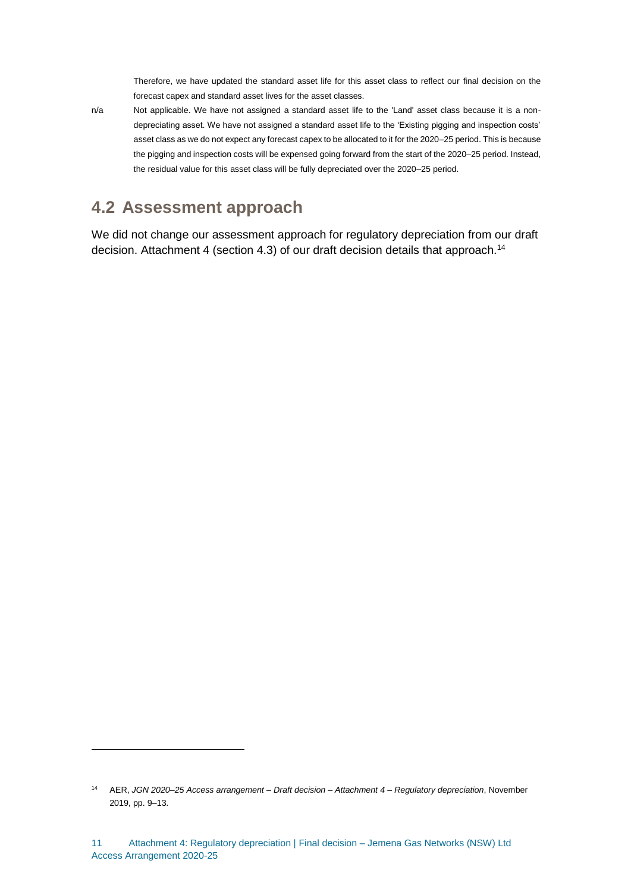Therefore, we have updated the standard asset life for this asset class to reflect our final decision on the forecast capex and standard asset lives for the asset classes.

n/a Not applicable. We have not assigned a standard asset life to the 'Land' asset class because it is a non-depreciating asset. We have not assigned a standard asset life to the 'Existing pigging and inspection costs' asset class as we do not expect any forecast capex to be allocated to it for the 2020–25 period. This is because the pigging and inspection costs will be expensed going forward from the start of the 2020–25 period. Instead, the residual value for this asset class will be fully depreciated over the 2020–25 period.

## 4.2 Assessment approach

We did not change our assessment approach for regulatory depreciation from our draft decision. Attachment 4 (section 4.3) of our draft decision details that approach.[14]

[14] AER, *JGN 2020–25 Access arrangement – Draft decision – Attachment 4 – Regulatory depreciation*, November 2019, pp. 9–13.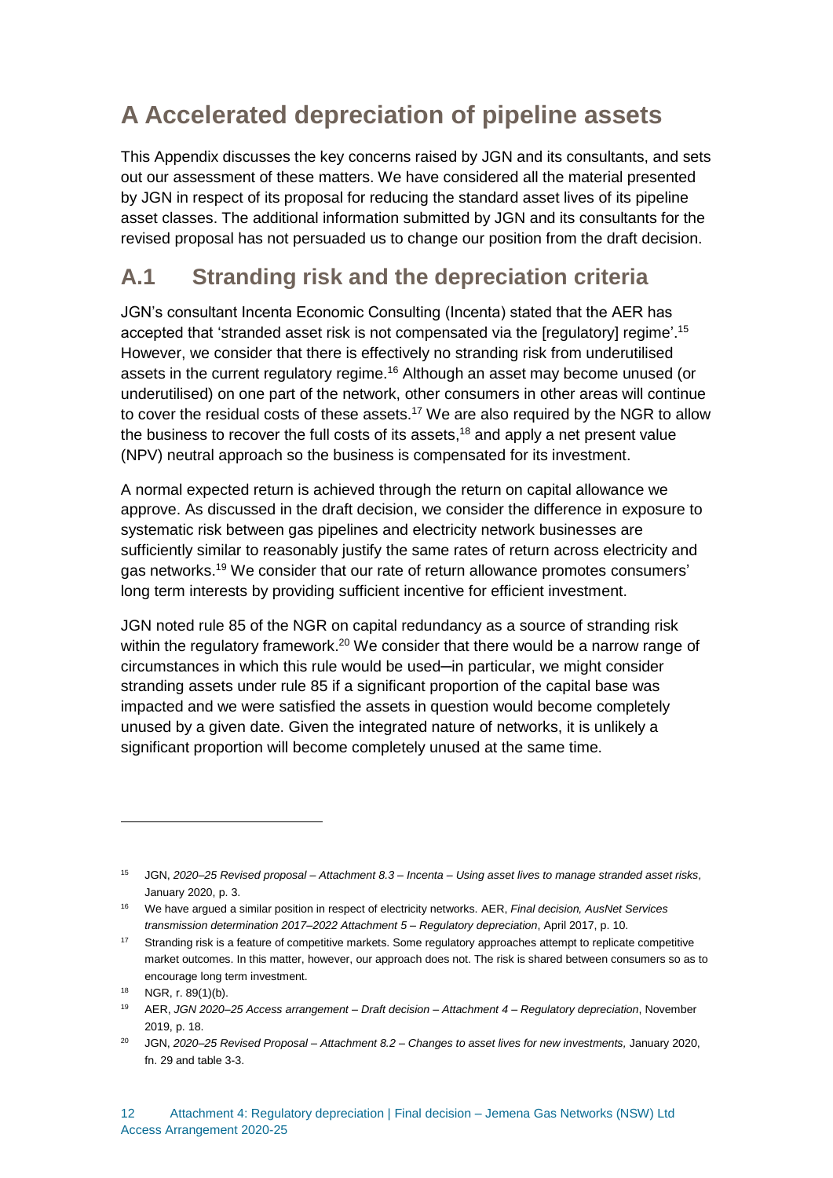# A Accelerated depreciation of pipeline assets

This Appendix discusses the key concerns raised by JGN and its consultants, and sets out our assessment of these matters. We have considered all the material presented by JGN in respect of its proposal for reducing the standard asset lives of its pipeline asset classes. The additional information submitted by JGN and its consultants for the revised proposal has not persuaded us to change our position from the draft decision.

## A.1 Stranding risk and the depreciation criteria

JGN's consultant Incenta Economic Consulting (Incenta) stated that the AER has accepted that 'stranded asset risk is not compensated via the [regulatory] regime'.[15] However, we consider that there is effectively no stranding risk from underutilised assets in the current regulatory regime.[16] Although an asset may become unused (or underutilised) on one part of the network, other consumers in other areas will continue to cover the residual costs of these assets.[17] We are also required by the NGR to allow the business to recover the full costs of its assets,[18] and apply a net present value (NPV) neutral approach so the business is compensated for its investment.

A normal expected return is achieved through the return on capital allowance we approve. As discussed in the draft decision, we consider the difference in exposure to systematic risk between gas pipelines and electricity network businesses are sufficiently similar to reasonably justify the same rates of return across electricity and gas networks.[19] We consider that our rate of return allowance promotes consumers' long term interests by providing sufficient incentive for efficient investment.

JGN noted rule 85 of the NGR on capital redundancy as a source of stranding risk within the regulatory framework.[20] We consider that there would be a narrow range of circumstances in which this rule would be used─in particular, we might consider stranding assets under rule 85 if a significant proportion of the capital base was impacted and we were satisfied the assets in question would become completely unused by a given date. Given the integrated nature of networks, it is unlikely a significant proportion will become completely unused at the same time.

---

[15] JGN, *2020–25 Revised proposal – Attachment 8.3 – Incenta – Using asset lives to manage stranded asset risks*, January 2020, p. 3.

[16] We have argued a similar position in respect of electricity networks. AER, *Final decision, AusNet Services transmission determination 2017–2022 Attachment 5 – Regulatory depreciation*, April 2017, p. 10.

[17] Stranding risk is a feature of competitive markets. Some regulatory approaches attempt to replicate competitive market outcomes. In this matter, however, our approach does not. The risk is shared between consumers so as to encourage long term investment.

[18] NGR, r. 89(1)(b).

[19] AER, *JGN 2020–25 Access arrangement – Draft decision – Attachment 4 – Regulatory depreciation*, November 2019, p. 18.

[20] JGN, *2020–25 Revised Proposal – Attachment 8.2 – Changes to asset lives for new investments,* January 2020, fn. 29 and table 3-3.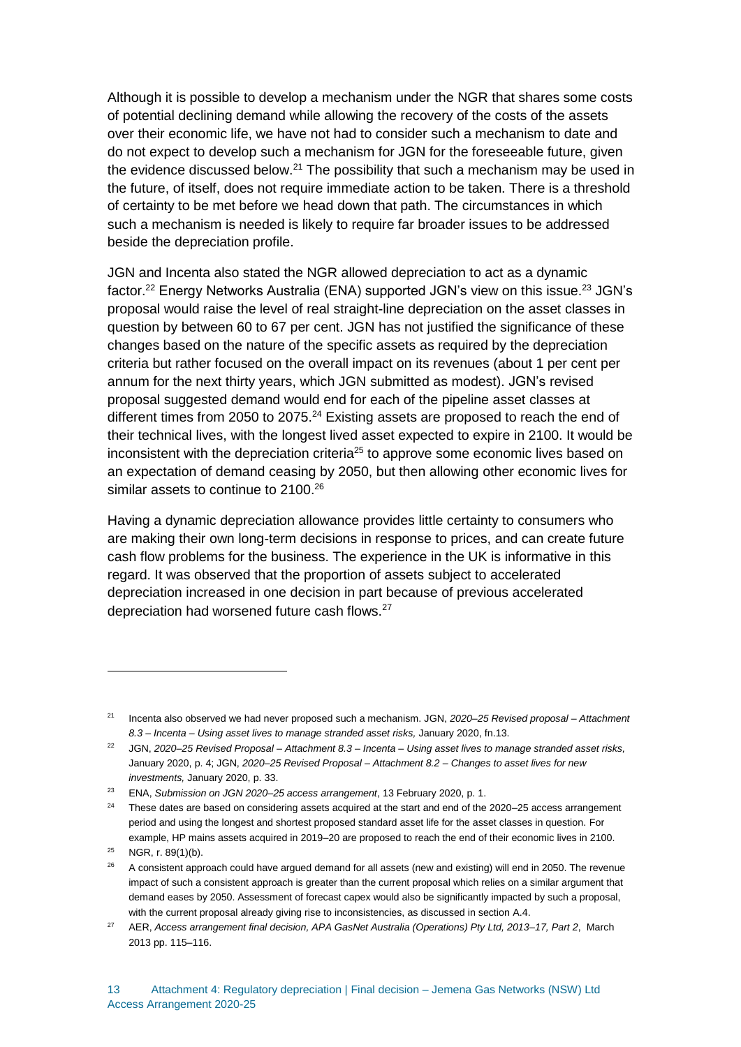Although it is possible to develop a mechanism under the NGR that shares some costs of potential declining demand while allowing the recovery of the costs of the assets over their economic life, we have not had to consider such a mechanism to date and do not expect to develop such a mechanism for JGN for the foreseeable future, given the evidence discussed below.[21] The possibility that such a mechanism may be used in the future, of itself, does not require immediate action to be taken. There is a threshold of certainty to be met before we head down that path. The circumstances in which such a mechanism is needed is likely to require far broader issues to be addressed beside the depreciation profile.

JGN and Incenta also stated the NGR allowed depreciation to act as a dynamic factor.[22] Energy Networks Australia (ENA) supported JGN's view on this issue.[23] JGN's proposal would raise the level of real straight-line depreciation on the asset classes in question by between 60 to 67 per cent. JGN has not justified the significance of these changes based on the nature of the specific assets as required by the depreciation criteria but rather focused on the overall impact on its revenues (about 1 per cent per annum for the next thirty years, which JGN submitted as modest). JGN's revised proposal suggested demand would end for each of the pipeline asset classes at different times from 2050 to 2075.[24] Existing assets are proposed to reach the end of their technical lives, with the longest lived asset expected to expire in 2100. It would be inconsistent with the depreciation criteria[25] to approve some economic lives based on an expectation of demand ceasing by 2050, but then allowing other economic lives for similar assets to continue to 2100.[26]

Having a dynamic depreciation allowance provides little certainty to consumers who are making their own long-term decisions in response to prices, and can create future cash flow problems for the business. The experience in the UK is informative in this regard. It was observed that the proportion of assets subject to accelerated depreciation increased in one decision in part because of previous accelerated depreciation had worsened future cash flows.[27]

---

[21] Incenta also observed we had never proposed such a mechanism. JGN, *2020–25 Revised proposal – Attachment 8.3 – Incenta – Using asset lives to manage stranded asset risks,* January 2020, fn.13.

[22] JGN, *2020–25 Revised Proposal – Attachment 8.3 – Incenta – Using asset lives to manage stranded asset risks,* January 2020, p. 4; JGN, *2020–25 Revised Proposal – Attachment 8.2 – Changes to asset lives for new investments,* January 2020, p. 33.

[23] ENA, *Submission on JGN 2020–25 access arrangement*, 13 February 2020, p. 1.

[24] These dates are based on considering assets acquired at the start and end of the 2020–25 access arrangement period and using the longest and shortest proposed standard asset life for the asset classes in question. For example, HP mains assets acquired in 2019–20 are proposed to reach the end of their economic lives in 2100.

[25] NGR, r. 89(1)(b).

[26] A consistent approach could have argued demand for all assets (new and existing) will end in 2050. The revenue impact of such a consistent approach is greater than the current proposal which relies on a similar argument that demand eases by 2050. Assessment of forecast capex would also be significantly impacted by such a proposal, with the current proposal already giving rise to inconsistencies, as discussed in section A.4.

[27] AER, *Access arrangement final decision, APA GasNet Australia (Operations) Pty Ltd, 2013–17, Part 2*, March 2013 pp. 115–116.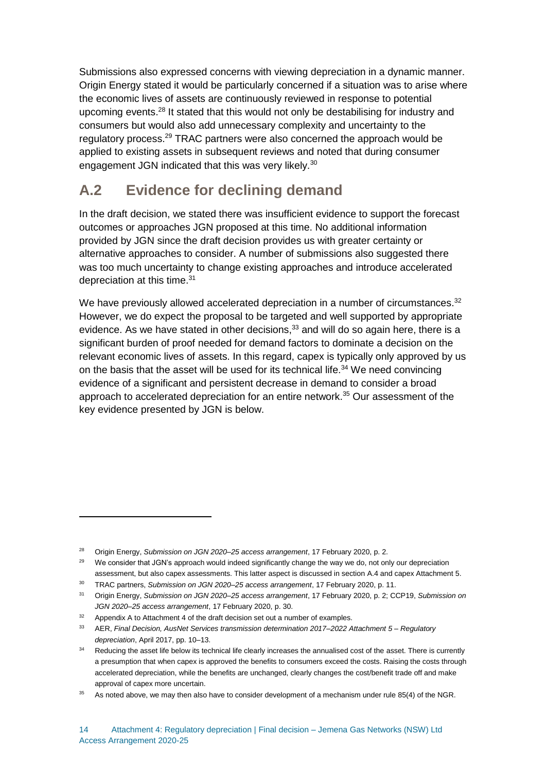Submissions also expressed concerns with viewing depreciation in a dynamic manner. Origin Energy stated it would be particularly concerned if a situation was to arise where the economic lives of assets are continuously reviewed in response to potential upcoming events.[28] It stated that this would not only be destabilising for industry and consumers but would also add unnecessary complexity and uncertainty to the regulatory process.[29] TRAC partners were also concerned the approach would be applied to existing assets in subsequent reviews and noted that during consumer engagement JGN indicated that this was very likely.[30]

## A.2 Evidence for declining demand

In the draft decision, we stated there was insufficient evidence to support the forecast outcomes or approaches JGN proposed at this time. No additional information provided by JGN since the draft decision provides us with greater certainty or alternative approaches to consider. A number of submissions also suggested there was too much uncertainty to change existing approaches and introduce accelerated depreciation at this time.[31]

We have previously allowed accelerated depreciation in a number of circumstances.[32] However, we do expect the proposal to be targeted and well supported by appropriate evidence. As we have stated in other decisions,[33] and will do so again here, there is a significant burden of proof needed for demand factors to dominate a decision on the relevant economic lives of assets. In this regard, capex is typically only approved by us on the basis that the asset will be used for its technical life.[34] We need convincing evidence of a significant and persistent decrease in demand to consider a broad approach to accelerated depreciation for an entire network.[35] Our assessment of the key evidence presented by JGN is below.

---

[28] Origin Energy, *Submission on JGN 2020–25 access arrangement*, 17 February 2020, p. 2.

[29] We consider that JGN's approach would indeed significantly change the way we do, not only our depreciation assessment, but also capex assessments. This latter aspect is discussed in section A.4 and capex Attachment 5.

[30] TRAC partners, *Submission on JGN 2020–25 access arrangement*, 17 February 2020, p. 11.

[31] Origin Energy, *Submission on JGN 2020–25 access arrangement*, 17 February 2020, p. 2; CCP19, *Submission on JGN 2020–25 access arrangement*, 17 February 2020, p. 30.

[32] Appendix A to Attachment 4 of the draft decision set out a number of examples.

[33] AER, *Final Decision, AusNet Services transmission determination 2017–2022 Attachment 5 – Regulatory depreciation*, April 2017, pp. 10–13.

[34] Reducing the asset life below its technical life clearly increases the annualised cost of the asset. There is currently a presumption that when capex is approved the benefits to consumers exceed the costs. Raising the costs through accelerated depreciation, while the benefits are unchanged, clearly changes the cost/benefit trade off and make approval of capex more uncertain.

[35] As noted above, we may then also have to consider development of a mechanism under rule 85(4) of the NGR.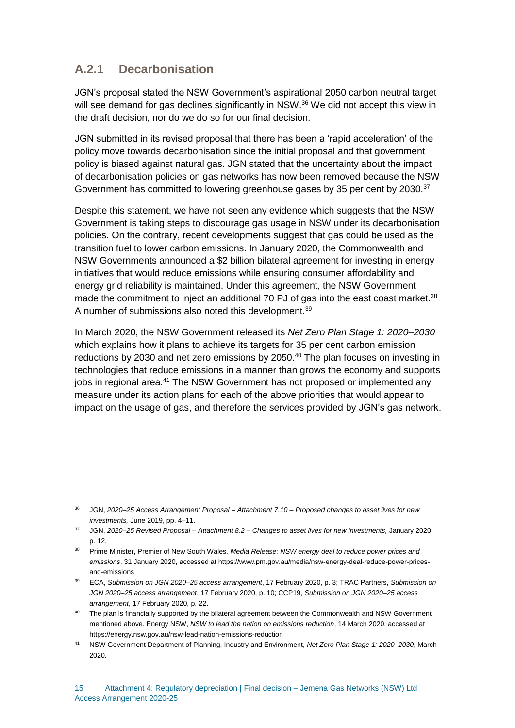## A.2.1 Decarbonisation

JGN's proposal stated the NSW Government's aspirational 2050 carbon neutral target will see demand for gas declines significantly in NSW.[36] We did not accept this view in the draft decision, nor do we do so for our final decision.

JGN submitted in its revised proposal that there has been a 'rapid acceleration' of the policy move towards decarbonisation since the initial proposal and that government policy is biased against natural gas. JGN stated that the uncertainty about the impact of decarbonisation policies on gas networks has now been removed because the NSW Government has committed to lowering greenhouse gases by 35 per cent by 2030.[37]

Despite this statement, we have not seen any evidence which suggests that the NSW Government is taking steps to discourage gas usage in NSW under its decarbonisation policies. On the contrary, recent developments suggest that gas could be used as the transition fuel to lower carbon emissions. In January 2020, the Commonwealth and NSW Governments announced a $2 billion bilateral agreement for investing in energy initiatives that would reduce emissions while ensuring consumer affordability and energy grid reliability is maintained. Under this agreement, the NSW Government made the commitment to inject an additional 70 PJ of gas into the east coast market.[38] A number of submissions also noted this development.[39]

In March 2020, the NSW Government released its *Net Zero Plan Stage 1: 2020–2030* which explains how it plans to achieve its targets for 35 per cent carbon emission reductions by 2030 and net zero emissions by 2050.[40] The plan focuses on investing in technologies that reduce emissions in a manner than grows the economy and supports jobs in regional area.[41] The NSW Government has not proposed or implemented any measure under its action plans for each of the above priorities that would appear to impact on the usage of gas, and therefore the services provided by JGN's gas network.

---

[36] JGN, *2020–25 Access Arrangement Proposal – Attachment 7.10 – Proposed changes to asset lives for new investments,* June 2019, pp. 4–11.

[37] JGN, *2020–25 Revised Proposal – Attachment 8.2 – Changes to asset lives for new investments,* January 2020, p. 12.

[38] Prime Minister, Premier of New South Wales*, Media Release: NSW energy deal to reduce power prices and emissions*, 31 January 2020, accessed at https://www.pm.gov.au/media/nsw-energy-deal-reduce-power-prices-and-emissions

[39] ECA, *Submission on JGN 2020–25 access arrangement*, 17 February 2020, p. 3; TRAC Partners, *Submission on JGN 2020–25 access arrangement*, 17 February 2020, p. 10; CCP19, *Submission on JGN 2020–25 access arrangement*, 17 February 2020, p. 22.

[40] The plan is financially supported by the bilateral agreement between the Commonwealth and NSW Government mentioned above. Energy NSW, *NSW to lead the nation on emissions reduction*, 14 March 2020, accessed at https://energy.nsw.gov.au/nsw-lead-nation-emissions-reduction

[41] NSW Government Department of Planning, Industry and Environment, *Net Zero Plan Stage 1: 2020–2030*, March 2020.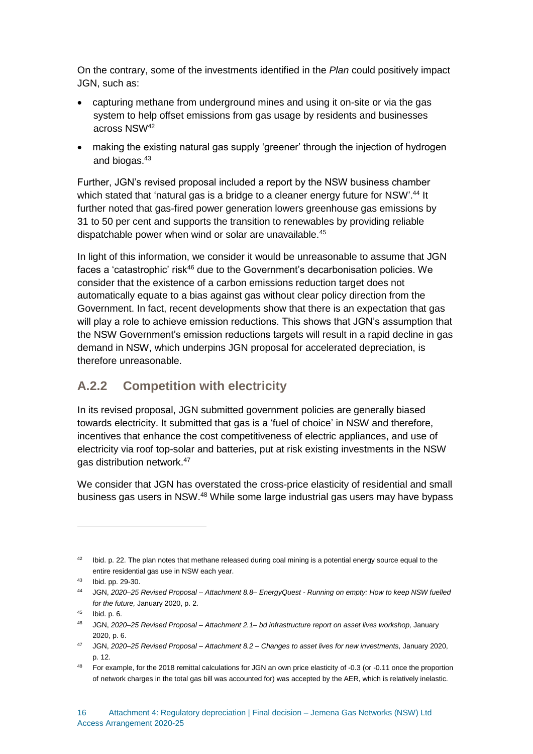On the contrary, some of the investments identified in the *Plan* could positively impact JGN, such as:

- capturing methane from underground mines and using it on-site or via the gas system to help offset emissions from gas usage by residents and businesses across NSW[42]
- making the existing natural gas supply 'greener' through the injection of hydrogen and biogas.[43]

Further, JGN's revised proposal included a report by the NSW business chamber which stated that 'natural gas is a bridge to a cleaner energy future for NSW'.[44] It further noted that gas-fired power generation lowers greenhouse gas emissions by 31 to 50 per cent and supports the transition to renewables by providing reliable dispatchable power when wind or solar are unavailable.[45]

In light of this information, we consider it would be unreasonable to assume that JGN faces a 'catastrophic' risk[46] due to the Government's decarbonisation policies. We consider that the existence of a carbon emissions reduction target does not automatically equate to a bias against gas without clear policy direction from the Government. In fact, recent developments show that there is an expectation that gas will play a role to achieve emission reductions. This shows that JGN's assumption that the NSW Government's emission reductions targets will result in a rapid decline in gas demand in NSW, which underpins JGN proposal for accelerated depreciation, is therefore unreasonable.

## A.2.2 Competition with electricity

In its revised proposal, JGN submitted government policies are generally biased towards electricity. It submitted that gas is a 'fuel of choice' in NSW and therefore, incentives that enhance the cost competitiveness of electric appliances, and use of electricity via roof top-solar and batteries, put at risk existing investments in the NSW gas distribution network.[47]

We consider that JGN has overstated the cross-price elasticity of residential and small business gas users in NSW.[48] While some large industrial gas users may have bypass

---

[42] Ibid. p. 22. The plan notes that methane released during coal mining is a potential energy source equal to the entire residential gas use in NSW each year.

[43] Ibid. pp. 29-30.

[44] JGN, *2020–25 Revised Proposal – Attachment 8.8– EnergyQuest - Running on empty: How to keep NSW fuelled for the future,* January 2020, p. 2.

[45] Ibid. p. 6.

[46] JGN, *2020–25 Revised Proposal – Attachment 2.1– bd infrastructure report on asset lives workshop,* January 2020, p. 6.

[47] JGN, *2020–25 Revised Proposal – Attachment 8.2 – Changes to asset lives for new investments,* January 2020, p. 12.

[48] For example, for the 2018 remittal calculations for JGN an own price elasticity of -0.3 (or -0.11 once the proportion of network charges in the total gas bill was accounted for) was accepted by the AER, which is relatively inelastic.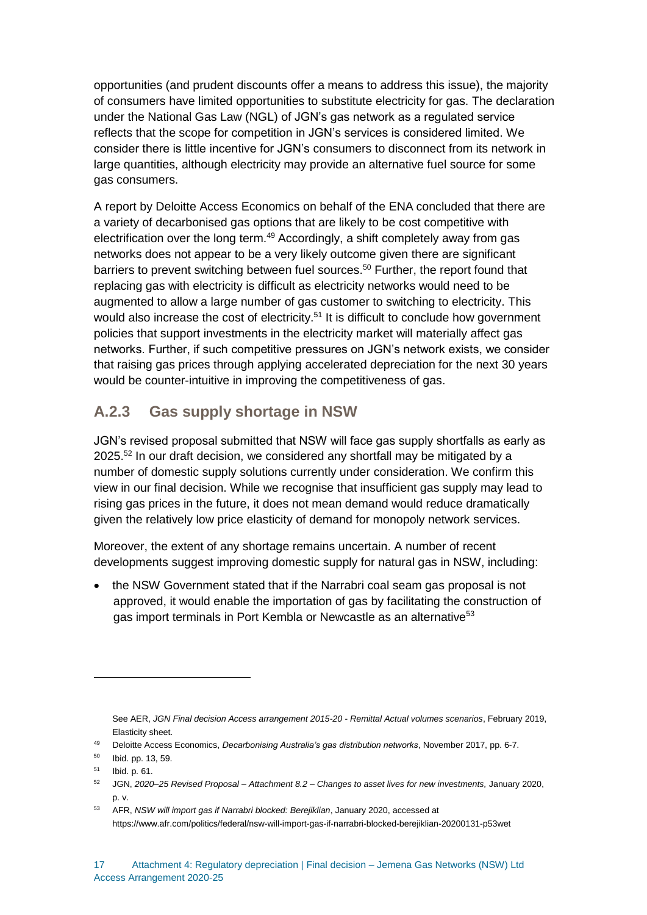opportunities (and prudent discounts offer a means to address this issue), the majority of consumers have limited opportunities to substitute electricity for gas. The declaration under the National Gas Law (NGL) of JGN's gas network as a regulated service reflects that the scope for competition in JGN's services is considered limited. We consider there is little incentive for JGN's consumers to disconnect from its network in large quantities, although electricity may provide an alternative fuel source for some gas consumers.

A report by Deloitte Access Economics on behalf of the ENA concluded that there are a variety of decarbonised gas options that are likely to be cost competitive with electrification over the long term.[49] Accordingly, a shift completely away from gas networks does not appear to be a very likely outcome given there are significant barriers to prevent switching between fuel sources.[50] Further, the report found that replacing gas with electricity is difficult as electricity networks would need to be augmented to allow a large number of gas customer to switching to electricity. This would also increase the cost of electricity.[51] It is difficult to conclude how government policies that support investments in the electricity market will materially affect gas networks. Further, if such competitive pressures on JGN's network exists, we consider that raising gas prices through applying accelerated depreciation for the next 30 years would be counter-intuitive in improving the competitiveness of gas.

### A.2.3 Gas supply shortage in NSW

JGN's revised proposal submitted that NSW will face gas supply shortfalls as early as 2025.[52] In our draft decision, we considered any shortfall may be mitigated by a number of domestic supply solutions currently under consideration. We confirm this view in our final decision. While we recognise that insufficient gas supply may lead to rising gas prices in the future, it does not mean demand would reduce dramatically given the relatively low price elasticity of demand for monopoly network services.

Moreover, the extent of any shortage remains uncertain. A number of recent developments suggest improving domestic supply for natural gas in NSW, including:

- the NSW Government stated that if the Narrabri coal seam gas proposal is not approved, it would enable the importation of gas by facilitating the construction of gas import terminals in Port Kembla or Newcastle as an alternative[53]

---

See AER, *JGN Final decision Access arrangement 2015-20 - Remittal Actual volumes scenarios*, February 2019, Elasticity sheet.

[49] Deloitte Access Economics, *Decarbonising Australia's gas distribution networks*, November 2017, pp. 6-7.

[50] Ibid. pp. 13, 59.

[51] Ibid. p. 61.

[52] JGN, *2020–25 Revised Proposal – Attachment 8.2 – Changes to asset lives for new investments,* January 2020, p. v.

[53] AFR, *NSW will import gas if Narrabri blocked: Berejiklian*, January 2020, accessed at https://www.afr.com/politics/federal/nsw-will-import-gas-if-narrabri-blocked-berejiklian-20200131-p53wet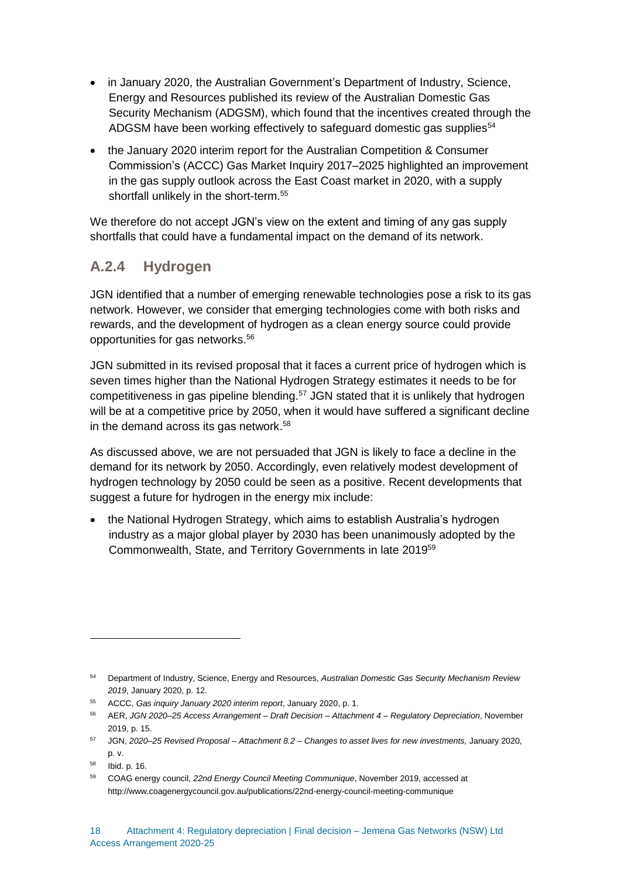- in January 2020, the Australian Government's Department of Industry, Science, Energy and Resources published its review of the Australian Domestic Gas Security Mechanism (ADGSM), which found that the incentives created through the ADGSM have been working effectively to safeguard domestic gas supplies[54]
- the January 2020 interim report for the Australian Competition & Consumer Commission's (ACCC) Gas Market Inquiry 2017–2025 highlighted an improvement in the gas supply outlook across the East Coast market in 2020, with a supply shortfall unlikely in the short-term.[55]

We therefore do not accept JGN's view on the extent and timing of any gas supply shortfalls that could have a fundamental impact on the demand of its network.

## A.2.4 Hydrogen

JGN identified that a number of emerging renewable technologies pose a risk to its gas network. However, we consider that emerging technologies come with both risks and rewards, and the development of hydrogen as a clean energy source could provide opportunities for gas networks.[56]

JGN submitted in its revised proposal that it faces a current price of hydrogen which is seven times higher than the National Hydrogen Strategy estimates it needs to be for competitiveness in gas pipeline blending.[57] JGN stated that it is unlikely that hydrogen will be at a competitive price by 2050, when it would have suffered a significant decline in the demand across its gas network.[58]

As discussed above, we are not persuaded that JGN is likely to face a decline in the demand for its network by 2050. Accordingly, even relatively modest development of hydrogen technology by 2050 could be seen as a positive. Recent developments that suggest a future for hydrogen in the energy mix include:

- the National Hydrogen Strategy, which aims to establish Australia's hydrogen industry as a major global player by 2030 has been unanimously adopted by the Commonwealth, State, and Territory Governments in late 2019[59]

---

[54] Department of Industry, Science, Energy and Resources, *Australian Domestic Gas Security Mechanism Review 2019*, January 2020, p. 12.

[55] ACCC, *Gas inquiry January 2020 interim report*, January 2020, p. 1.

[56] AER, *JGN 2020–25 Access Arrangement – Draft Decision – Attachment 4 – Regulatory Depreciation*, November 2019, p. 15.

[57] JGN, *2020–25 Revised Proposal – Attachment 8.2 – Changes to asset lives for new investments,* January 2020, p. v.

[58] Ibid. p. 16.

[59] COAG energy council, *22nd Energy Council Meeting Communique*, November 2019, accessed at http://www.coagenergycouncil.gov.au/publications/22nd-energy-council-meeting-communique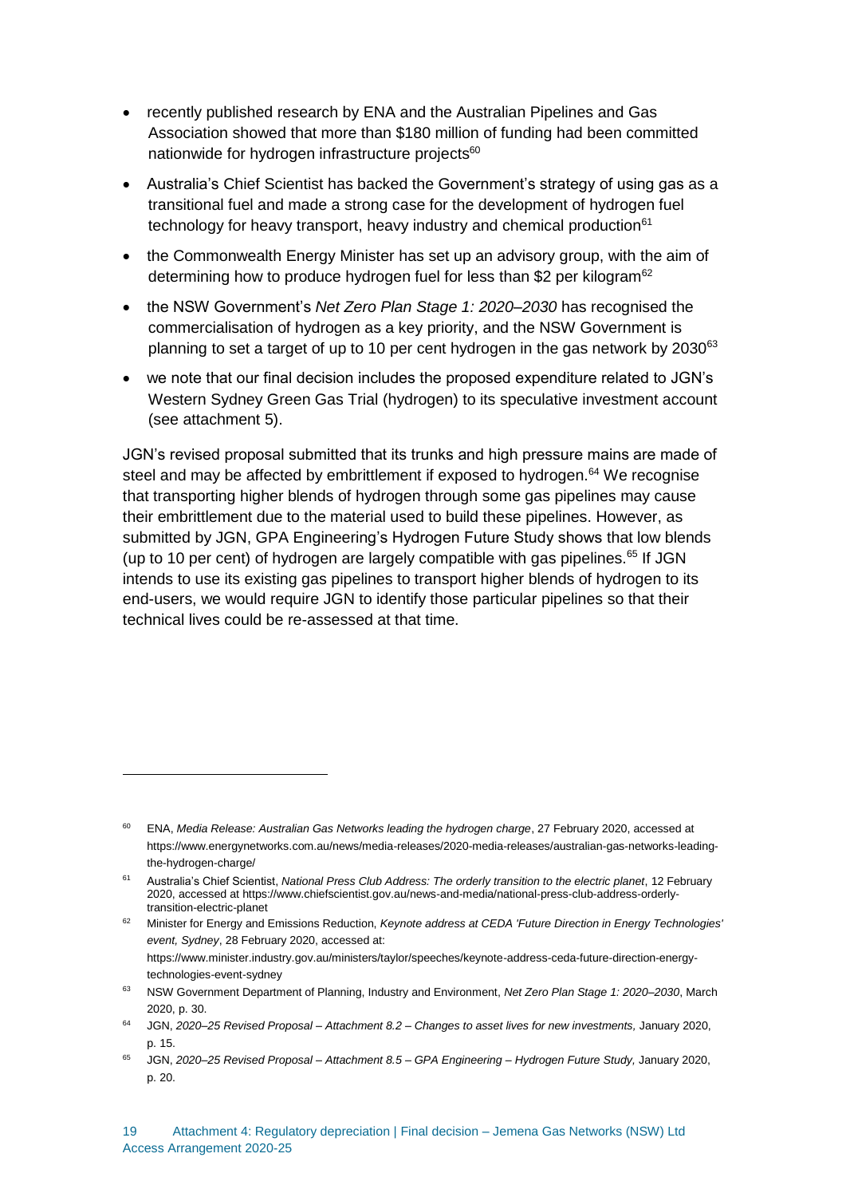- recently published research by ENA and the Australian Pipelines and Gas Association showed that more than $180 million of funding had been committed nationwide for hydrogen infrastructure projects[60]
- Australia's Chief Scientist has backed the Government's strategy of using gas as a transitional fuel and made a strong case for the development of hydrogen fuel technology for heavy transport, heavy industry and chemical production[61]
- the Commonwealth Energy Minister has set up an advisory group, with the aim of determining how to produce hydrogen fuel for less than $2 per kilogram[62]
- the NSW Government's *Net Zero Plan Stage 1: 2020–2030* has recognised the commercialisation of hydrogen as a key priority, and the NSW Government is planning to set a target of up to 10 per cent hydrogen in the gas network by 2030[63]
- we note that our final decision includes the proposed expenditure related to JGN's Western Sydney Green Gas Trial (hydrogen) to its speculative investment account (see attachment 5).

JGN's revised proposal submitted that its trunks and high pressure mains are made of steel and may be affected by embrittlement if exposed to hydrogen.[64] We recognise that transporting higher blends of hydrogen through some gas pipelines may cause their embrittlement due to the material used to build these pipelines. However, as submitted by JGN, GPA Engineering's Hydrogen Future Study shows that low blends (up to 10 per cent) of hydrogen are largely compatible with gas pipelines.[65] If JGN intends to use its existing gas pipelines to transport higher blends of hydrogen to its end-users, we would require JGN to identify those particular pipelines so that their technical lives could be re-assessed at that time.

---

[60] ENA, *Media Release: Australian Gas Networks leading the hydrogen charge*, 27 February 2020, accessed at https://www.energynetworks.com.au/news/media-releases/2020-media-releases/australian-gas-networks-leading-the-hydrogen-charge/

[61] Australia's Chief Scientist, *National Press Club Address: The orderly transition to the electric planet*, 12 February 2020, accessed at https://www.chiefscientist.gov.au/news-and-media/national-press-club-address-orderly-transition-electric-planet

[62] Minister for Energy and Emissions Reduction, *Keynote address at CEDA 'Future Direction in Energy Technologies' event, Sydney*, 28 February 2020, accessed at: https://www.minister.industry.gov.au/ministers/taylor/speeches/keynote-address-ceda-future-direction-energy-technologies-event-sydney

[63] NSW Government Department of Planning, Industry and Environment, *Net Zero Plan Stage 1: 2020–2030*, March 2020, p. 30.

[64] JGN, *2020–25 Revised Proposal – Attachment 8.2 – Changes to asset lives for new investments,* January 2020, p. 15.

[65] JGN, *2020–25 Revised Proposal – Attachment 8.5 – GPA Engineering – Hydrogen Future Study,* January 2020, p. 20.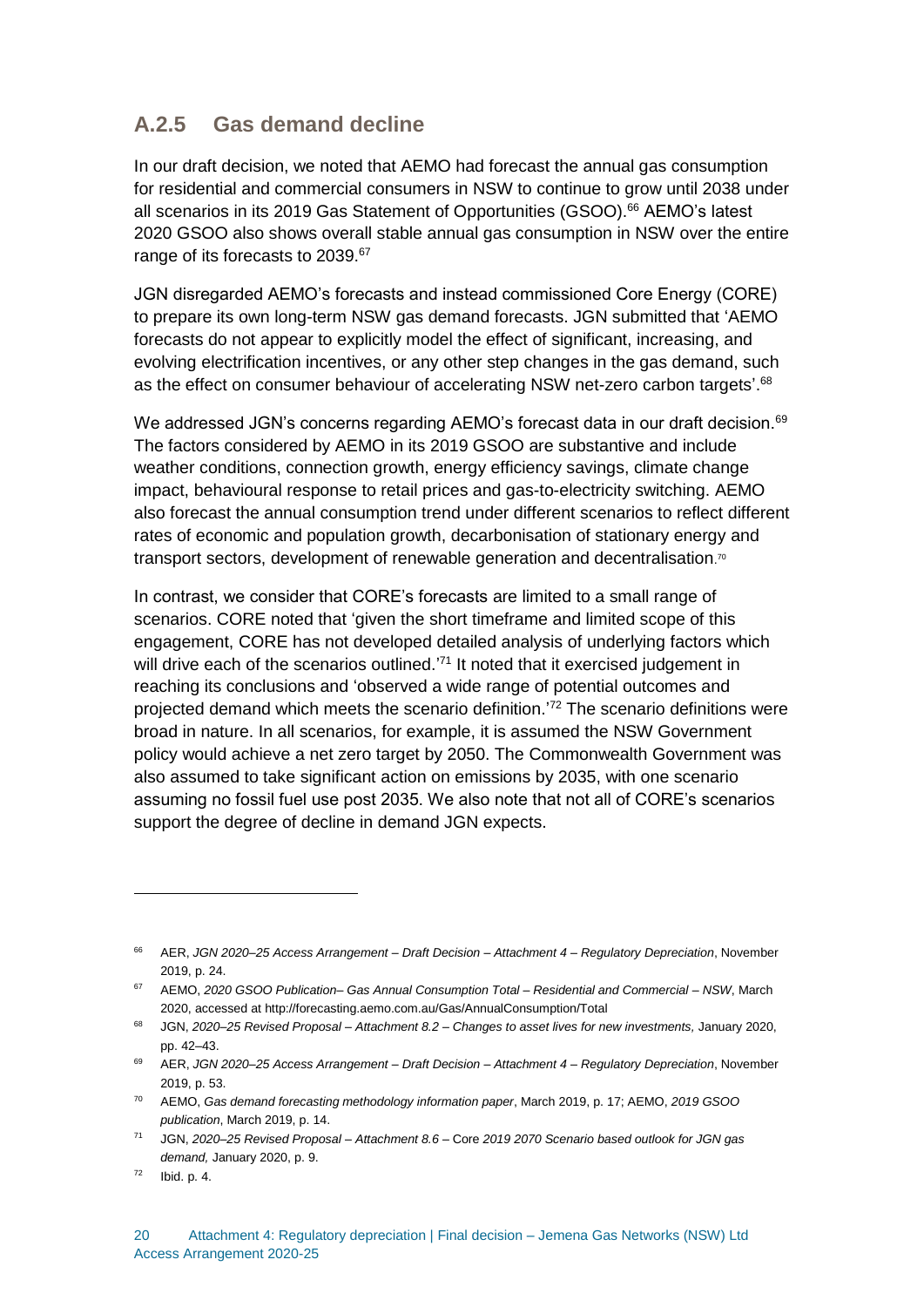### A.2.5 Gas demand decline

In our draft decision, we noted that AEMO had forecast the annual gas consumption for residential and commercial consumers in NSW to continue to grow until 2038 under all scenarios in its 2019 Gas Statement of Opportunities (GSOO).[66] AEMO's latest 2020 GSOO also shows overall stable annual gas consumption in NSW over the entire range of its forecasts to 2039.[67]

JGN disregarded AEMO's forecasts and instead commissioned Core Energy (CORE) to prepare its own long-term NSW gas demand forecasts. JGN submitted that 'AEMO forecasts do not appear to explicitly model the effect of significant, increasing, and evolving electrification incentives, or any other step changes in the gas demand, such as the effect on consumer behaviour of accelerating NSW net-zero carbon targets'.[68]

We addressed JGN's concerns regarding AEMO's forecast data in our draft decision.[69] The factors considered by AEMO in its 2019 GSOO are substantive and include weather conditions, connection growth, energy efficiency savings, climate change impact, behavioural response to retail prices and gas-to-electricity switching. AEMO also forecast the annual consumption trend under different scenarios to reflect different rates of economic and population growth, decarbonisation of stationary energy and transport sectors, development of renewable generation and decentralisation.[70]

In contrast, we consider that CORE's forecasts are limited to a small range of scenarios. CORE noted that 'given the short timeframe and limited scope of this engagement, CORE has not developed detailed analysis of underlying factors which will drive each of the scenarios outlined.'[71] It noted that it exercised judgement in reaching its conclusions and 'observed a wide range of potential outcomes and projected demand which meets the scenario definition.'[72] The scenario definitions were broad in nature. In all scenarios, for example, it is assumed the NSW Government policy would achieve a net zero target by 2050. The Commonwealth Government was also assumed to take significant action on emissions by 2035, with one scenario assuming no fossil fuel use post 2035. We also note that not all of CORE's scenarios support the degree of decline in demand JGN expects.

---

[66] AER, *JGN 2020–25 Access Arrangement – Draft Decision – Attachment 4 – Regulatory Depreciation*, November 2019, p. 24.

[67] AEMO, *2020 GSOO Publication– Gas Annual Consumption Total – Residential and Commercial – NSW*, March 2020, accessed at http://forecasting.aemo.com.au/Gas/AnnualConsumption/Total

[68] JGN, *2020–25 Revised Proposal – Attachment 8.2 – Changes to asset lives for new investments,* January 2020, pp. 42–43.

[69] AER, *JGN 2020–25 Access Arrangement – Draft Decision – Attachment 4 – Regulatory Depreciation*, November 2019, p. 53.

[70] AEMO, *Gas demand forecasting methodology information paper*, March 2019, p. 17; AEMO, *2019 GSOO publication*, March 2019, p. 14.

[71] JGN, *2020–25 Revised Proposal – Attachment 8.6 –* Core *2019 2070 Scenario based outlook for JGN gas demand,* January 2020, p. 9.

[72] Ibid. p. 4.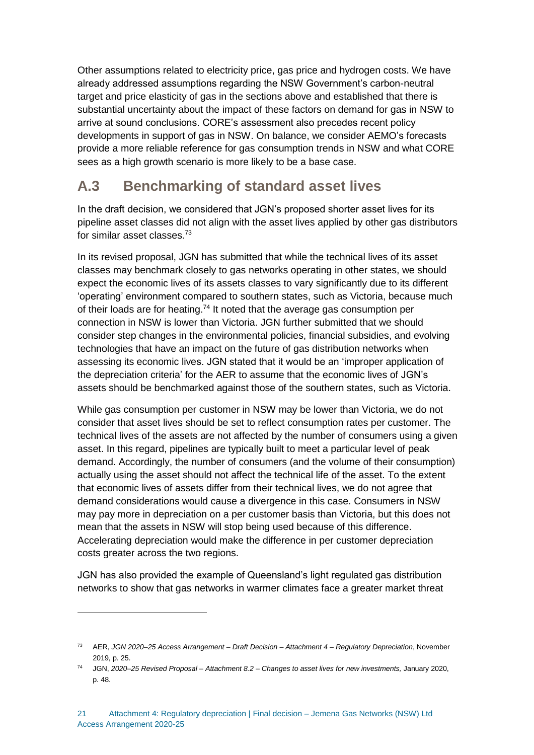Other assumptions related to electricity price, gas price and hydrogen costs. We have already addressed assumptions regarding the NSW Government's carbon-neutral target and price elasticity of gas in the sections above and established that there is substantial uncertainty about the impact of these factors on demand for gas in NSW to arrive at sound conclusions. CORE's assessment also precedes recent policy developments in support of gas in NSW. On balance, we consider AEMO's forecasts provide a more reliable reference for gas consumption trends in NSW and what CORE sees as a high growth scenario is more likely to be a base case.

## A.3 Benchmarking of standard asset lives

In the draft decision, we considered that JGN's proposed shorter asset lives for its pipeline asset classes did not align with the asset lives applied by other gas distributors for similar asset classes.[73]

In its revised proposal, JGN has submitted that while the technical lives of its asset classes may benchmark closely to gas networks operating in other states, we should expect the economic lives of its assets classes to vary significantly due to its different 'operating' environment compared to southern states, such as Victoria, because much of their loads are for heating.[74] It noted that the average gas consumption per connection in NSW is lower than Victoria. JGN further submitted that we should consider step changes in the environmental policies, financial subsidies, and evolving technologies that have an impact on the future of gas distribution networks when assessing its economic lives. JGN stated that it would be an 'improper application of the depreciation criteria' for the AER to assume that the economic lives of JGN's assets should be benchmarked against those of the southern states, such as Victoria.

While gas consumption per customer in NSW may be lower than Victoria, we do not consider that asset lives should be set to reflect consumption rates per customer. The technical lives of the assets are not affected by the number of consumers using a given asset. In this regard, pipelines are typically built to meet a particular level of peak demand. Accordingly, the number of consumers (and the volume of their consumption) actually using the asset should not affect the technical life of the asset. To the extent that economic lives of assets differ from their technical lives, we do not agree that demand considerations would cause a divergence in this case. Consumers in NSW may pay more in depreciation on a per customer basis than Victoria, but this does not mean that the assets in NSW will stop being used because of this difference. Accelerating depreciation would make the difference in per customer depreciation costs greater across the two regions.

JGN has also provided the example of Queensland's light regulated gas distribution networks to show that gas networks in warmer climates face a greater market threat

[73] AER, *JGN 2020–25 Access Arrangement – Draft Decision – Attachment 4 – Regulatory Depreciation*, November 2019, p. 25.

[74] JGN, *2020–25 Revised Proposal – Attachment 8.2 – Changes to asset lives for new investments,* January 2020, p. 48.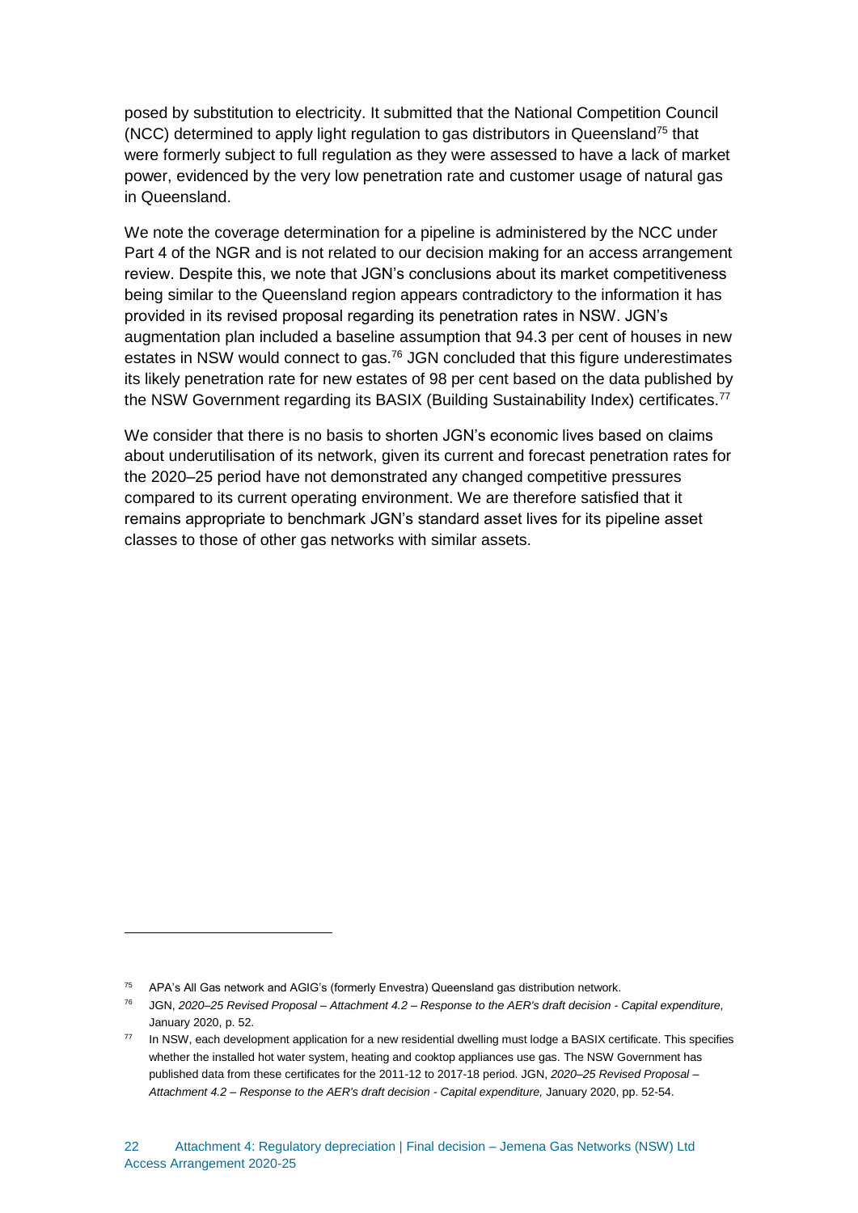posed by substitution to electricity. It submitted that the National Competition Council (NCC) determined to apply light regulation to gas distributors in Queensland[75] that were formerly subject to full regulation as they were assessed to have a lack of market power, evidenced by the very low penetration rate and customer usage of natural gas in Queensland.

We note the coverage determination for a pipeline is administered by the NCC under Part 4 of the NGR and is not related to our decision making for an access arrangement review. Despite this, we note that JGN's conclusions about its market competitiveness being similar to the Queensland region appears contradictory to the information it has provided in its revised proposal regarding its penetration rates in NSW. JGN's augmentation plan included a baseline assumption that 94.3 per cent of houses in new estates in NSW would connect to gas.[76] JGN concluded that this figure underestimates its likely penetration rate for new estates of 98 per cent based on the data published by the NSW Government regarding its BASIX (Building Sustainability Index) certificates.[77]

We consider that there is no basis to shorten JGN's economic lives based on claims about underutilisation of its network, given its current and forecast penetration rates for the 2020–25 period have not demonstrated any changed competitive pressures compared to its current operating environment. We are therefore satisfied that it remains appropriate to benchmark JGN's standard asset lives for its pipeline asset classes to those of other gas networks with similar assets.

---

[75] APA's All Gas network and AGIG's (formerly Envestra) Queensland gas distribution network.

[76] JGN, *2020–25 Revised Proposal – Attachment 4.2 – Response to the AER's draft decision - Capital expenditure,* January 2020, p. 52.

[77] In NSW, each development application for a new residential dwelling must lodge a BASIX certificate. This specifies whether the installed hot water system, heating and cooktop appliances use gas. The NSW Government has published data from these certificates for the 2011-12 to 2017-18 period. JGN, *2020–25 Revised Proposal – Attachment 4.2 – Response to the AER's draft decision - Capital expenditure,* January 2020, pp. 52-54.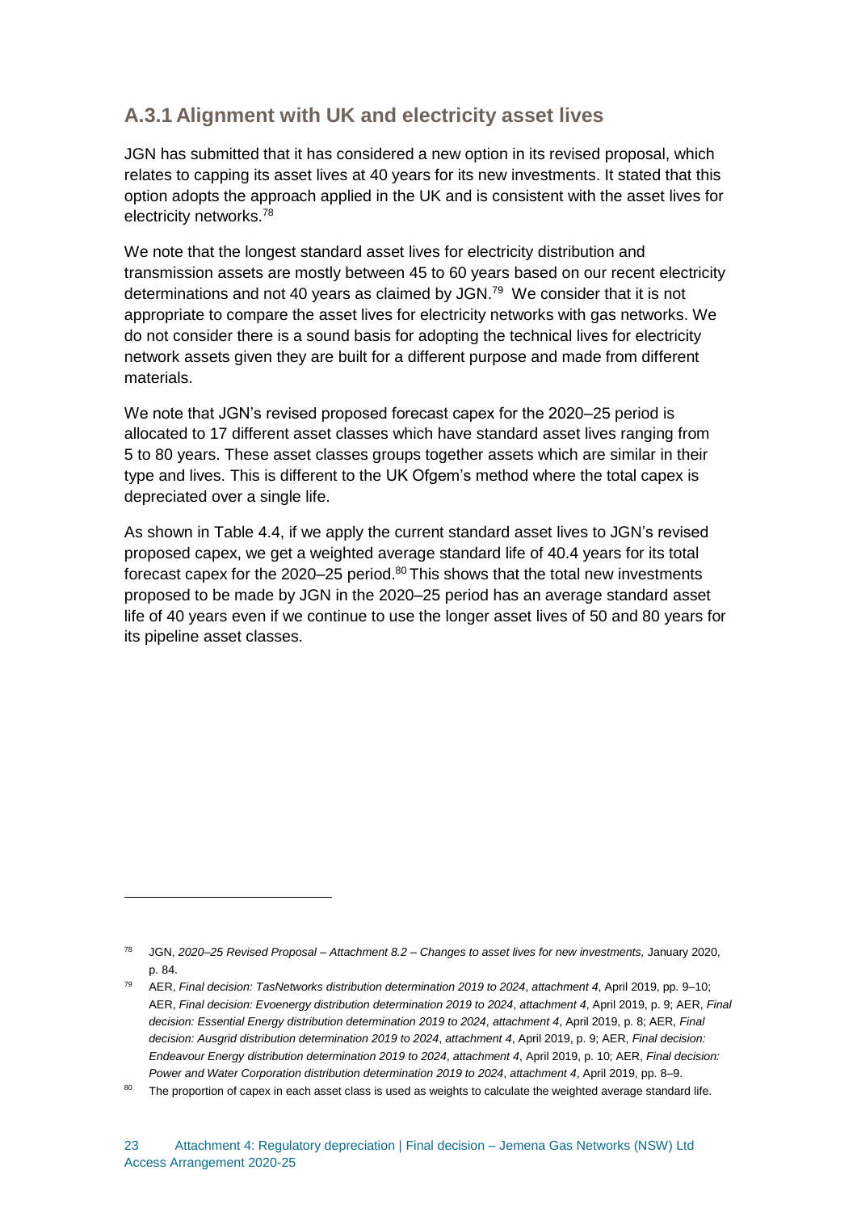### A.3.1 Alignment with UK and electricity asset lives

JGN has submitted that it has considered a new option in its revised proposal, which relates to capping its asset lives at 40 years for its new investments. It stated that this option adopts the approach applied in the UK and is consistent with the asset lives for electricity networks.[78]

We note that the longest standard asset lives for electricity distribution and transmission assets are mostly between 45 to 60 years based on our recent electricity determinations and not 40 years as claimed by JGN.[79] We consider that it is not appropriate to compare the asset lives for electricity networks with gas networks. We do not consider there is a sound basis for adopting the technical lives for electricity network assets given they are built for a different purpose and made from different materials.

We note that JGN's revised proposed forecast capex for the 2020–25 period is allocated to 17 different asset classes which have standard asset lives ranging from 5 to 80 years. These asset classes groups together assets which are similar in their type and lives. This is different to the UK Ofgem's method where the total capex is depreciated over a single life.

As shown in Table 4.4, if we apply the current standard asset lives to JGN's revised proposed capex, we get a weighted average standard life of 40.4 years for its total forecast capex for the 2020–25 period.[80] This shows that the total new investments proposed to be made by JGN in the 2020–25 period has an average standard asset life of 40 years even if we continue to use the longer asset lives of 50 and 80 years for its pipeline asset classes.

---

[78] JGN, *2020–25 Revised Proposal – Attachment 8.2 – Changes to asset lives for new investments,* January 2020, p. 84.

[79] AER, *Final decision: TasNetworks distribution determination 2019 to 2024*, *attachment 4*, April 2019, pp. 9–10; AER, *Final decision: Evoenergy distribution determination 2019 to 2024*, *attachment 4*, April 2019, p. 9; AER, *Final decision: Essential Energy distribution determination 2019 to 2024*, *attachment 4*, April 2019, p. 8; AER, *Final decision: Ausgrid distribution determination 2019 to 2024*, *attachment 4*, April 2019, p. 9; AER, *Final decision: Endeavour Energy distribution determination 2019 to 2024*, *attachment 4*, April 2019, p. 10; AER, *Final decision: Power and Water Corporation distribution determination 2019 to 2024*, *attachment 4*, April 2019, pp. 8–9.

[80] The proportion of capex in each asset class is used as weights to calculate the weighted average standard life.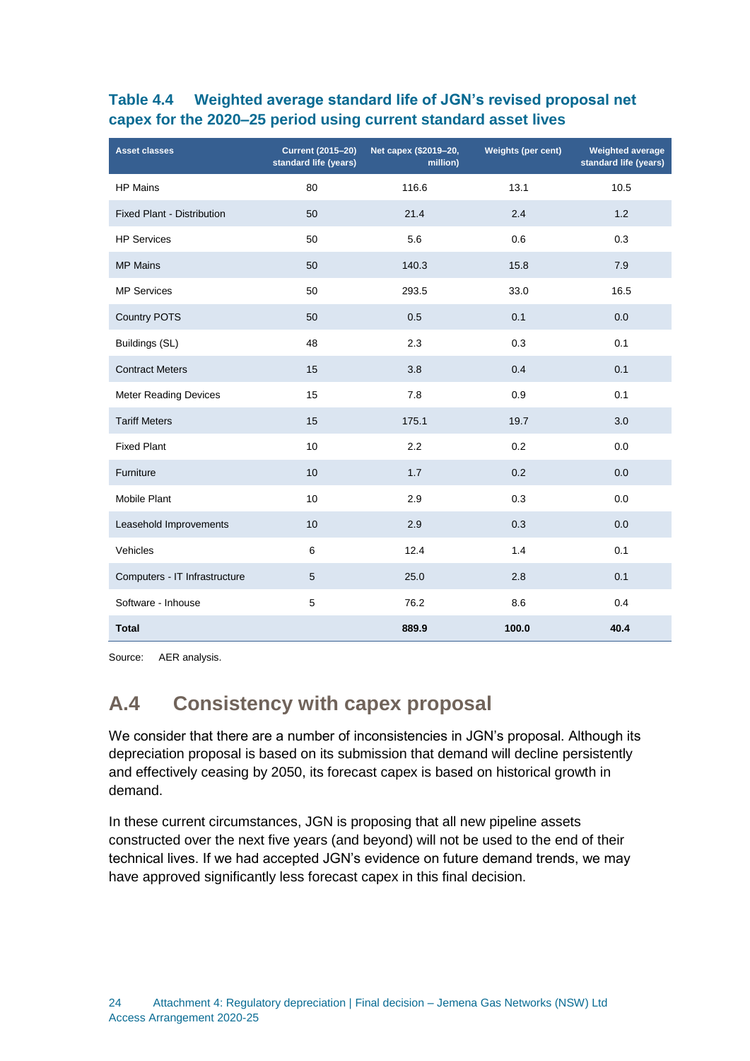### Table 4.4 Weighted average standard life of JGN's revised proposal net capex for the 2020–25 period using current standard asset lives

| Asset classes | Current (2015–20) standard life (years) | Net capex ($2019–20, million) | Weights (per cent) | Weighted average standard life (years) |
|---|---|---|---|---|
| HP Mains | 80 | 116.6 | 13.1 | 10.5 |
| Fixed Plant - Distribution | 50 | 21.4 | 2.4 | 1.2 |
| HP Services | 50 | 5.6 | 0.6 | 0.3 |
| MP Mains | 50 | 140.3 | 15.8 | 7.9 |
| MP Services | 50 | 293.5 | 33.0 | 16.5 |
| Country POTS | 50 | 0.5 | 0.1 | 0.0 |
| Buildings (SL) | 48 | 2.3 | 0.3 | 0.1 |
| Contract Meters | 15 | 3.8 | 0.4 | 0.1 |
| Meter Reading Devices | 15 | 7.8 | 0.9 | 0.1 |
| Tariff Meters | 15 | 175.1 | 19.7 | 3.0 |
| Fixed Plant | 10 | 2.2 | 0.2 | 0.0 |
| Furniture | 10 | 1.7 | 0.2 | 0.0 |
| Mobile Plant | 10 | 2.9 | 0.3 | 0.0 |
| Leasehold Improvements | 10 | 2.9 | 0.3 | 0.0 |
| Vehicles | 6 | 12.4 | 1.4 | 0.1 |
| Computers - IT Infrastructure | 5 | 25.0 | 2.8 | 0.1 |
| Software - Inhouse | 5 | 76.2 | 8.6 | 0.4 |
| **Total** | | **889.9** | **100.0** | **40.4** |

Source: AER analysis.

## A.4 Consistency with capex proposal

We consider that there are a number of inconsistencies in JGN's proposal. Although its depreciation proposal is based on its submission that demand will decline persistently and effectively ceasing by 2050, its forecast capex is based on historical growth in demand.

In these current circumstances, JGN is proposing that all new pipeline assets constructed over the next five years (and beyond) will not be used to the end of their technical lives. If we had accepted JGN's evidence on future demand trends, we may have approved significantly less forecast capex in this final decision.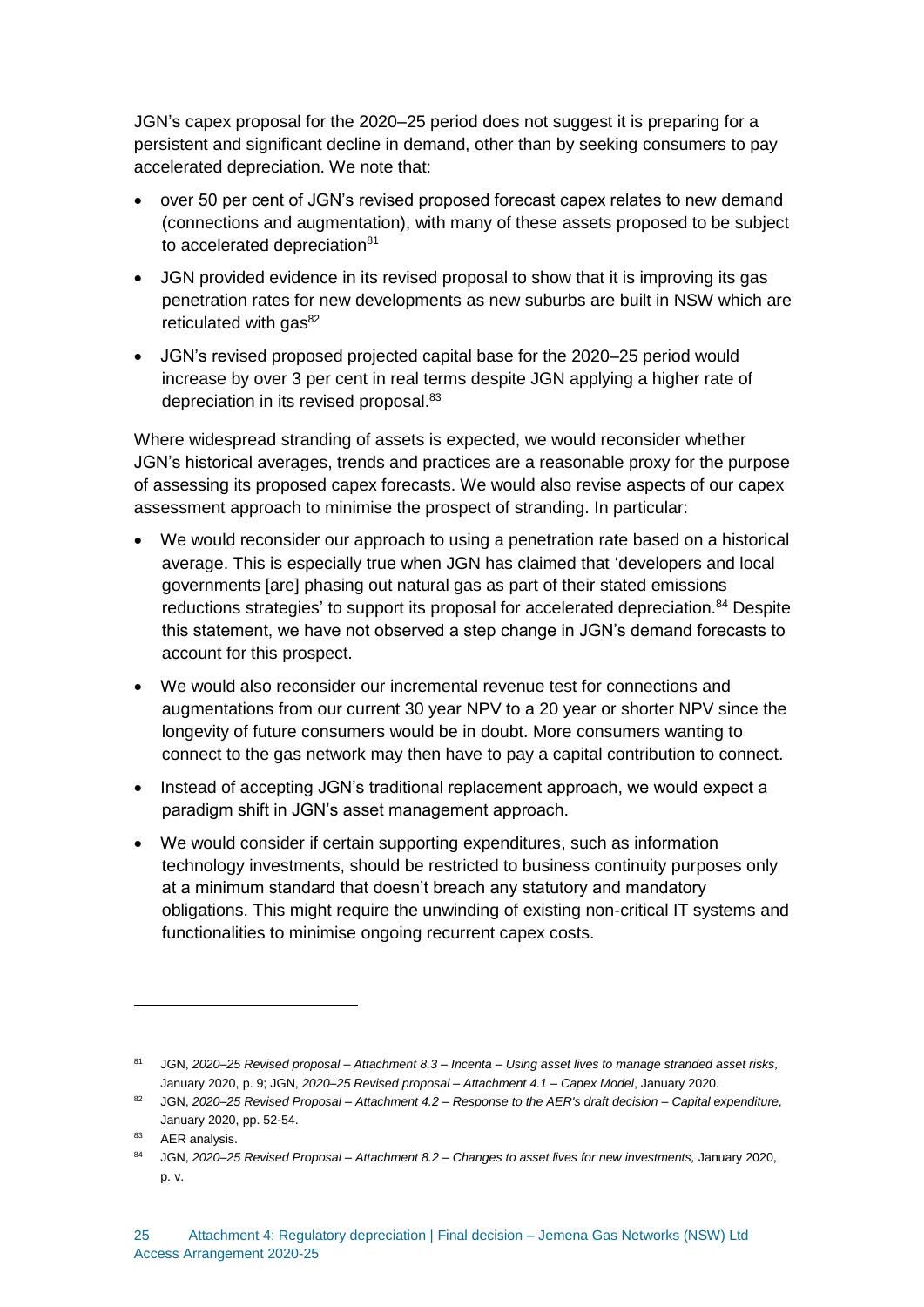JGN's capex proposal for the 2020–25 period does not suggest it is preparing for a persistent and significant decline in demand, other than by seeking consumers to pay accelerated depreciation. We note that:

- over 50 per cent of JGN's revised proposed forecast capex relates to new demand (connections and augmentation), with many of these assets proposed to be subject to accelerated depreciation[81]
- JGN provided evidence in its revised proposal to show that it is improving its gas penetration rates for new developments as new suburbs are built in NSW which are reticulated with gas[82]
- JGN's revised proposed projected capital base for the 2020–25 period would increase by over 3 per cent in real terms despite JGN applying a higher rate of depreciation in its revised proposal.[83]

Where widespread stranding of assets is expected, we would reconsider whether JGN's historical averages, trends and practices are a reasonable proxy for the purpose of assessing its proposed capex forecasts. We would also revise aspects of our capex assessment approach to minimise the prospect of stranding. In particular:

- We would reconsider our approach to using a penetration rate based on a historical average. This is especially true when JGN has claimed that 'developers and local governments [are] phasing out natural gas as part of their stated emissions reductions strategies' to support its proposal for accelerated depreciation.[84] Despite this statement, we have not observed a step change in JGN's demand forecasts to account for this prospect.
- We would also reconsider our incremental revenue test for connections and augmentations from our current 30 year NPV to a 20 year or shorter NPV since the longevity of future consumers would be in doubt. More consumers wanting to connect to the gas network may then have to pay a capital contribution to connect.
- Instead of accepting JGN's traditional replacement approach, we would expect a paradigm shift in JGN's asset management approach.
- We would consider if certain supporting expenditures, such as information technology investments, should be restricted to business continuity purposes only at a minimum standard that doesn't breach any statutory and mandatory obligations. This might require the unwinding of existing non-critical IT systems and functionalities to minimise ongoing recurrent capex costs.

---

[81] JGN, *2020–25 Revised proposal – Attachment 8.3 – Incenta – Using asset lives to manage stranded asset risks,* January 2020, p. 9; JGN, *2020–25 Revised proposal – Attachment 4.1 – Capex Model*, January 2020.

[82] JGN, *2020–25 Revised Proposal – Attachment 4.2 – Response to the AER's draft decision – Capital expenditure,* January 2020, pp. 52-54.

[83] AER analysis.

[84] JGN, *2020–25 Revised Proposal – Attachment 8.2 – Changes to asset lives for new investments,* January 2020, p. v.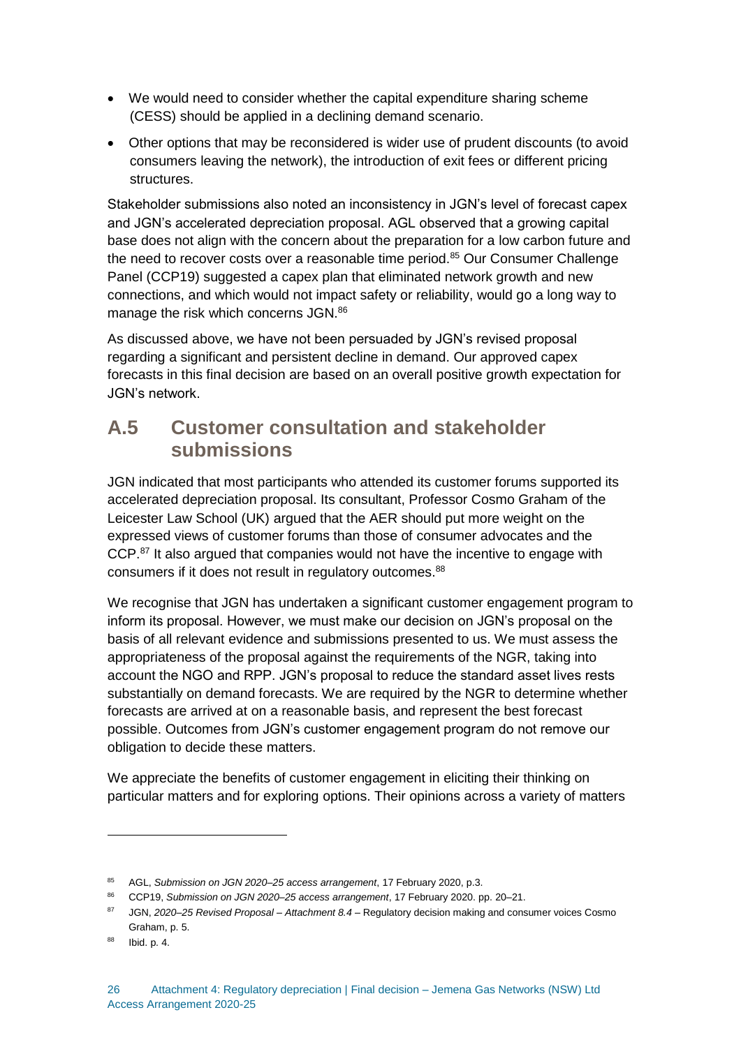- We would need to consider whether the capital expenditure sharing scheme (CESS) should be applied in a declining demand scenario.
- Other options that may be reconsidered is wider use of prudent discounts (to avoid consumers leaving the network), the introduction of exit fees or different pricing structures.

Stakeholder submissions also noted an inconsistency in JGN's level of forecast capex and JGN's accelerated depreciation proposal. AGL observed that a growing capital base does not align with the concern about the preparation for a low carbon future and the need to recover costs over a reasonable time period.[85] Our Consumer Challenge Panel (CCP19) suggested a capex plan that eliminated network growth and new connections, and which would not impact safety or reliability, would go a long way to manage the risk which concerns JGN.[86]

As discussed above, we have not been persuaded by JGN's revised proposal regarding a significant and persistent decline in demand. Our approved capex forecasts in this final decision are based on an overall positive growth expectation for JGN's network.

## A.5 Customer consultation and stakeholder submissions

JGN indicated that most participants who attended its customer forums supported its accelerated depreciation proposal. Its consultant, Professor Cosmo Graham of the Leicester Law School (UK) argued that the AER should put more weight on the expressed views of customer forums than those of consumer advocates and the CCP.[87] It also argued that companies would not have the incentive to engage with consumers if it does not result in regulatory outcomes.[88]

We recognise that JGN has undertaken a significant customer engagement program to inform its proposal. However, we must make our decision on JGN's proposal on the basis of all relevant evidence and submissions presented to us. We must assess the appropriateness of the proposal against the requirements of the NGR, taking into account the NGO and RPP. JGN's proposal to reduce the standard asset lives rests substantially on demand forecasts. We are required by the NGR to determine whether forecasts are arrived at on a reasonable basis, and represent the best forecast possible. Outcomes from JGN's customer engagement program do not remove our obligation to decide these matters.

We appreciate the benefits of customer engagement in eliciting their thinking on particular matters and for exploring options. Their opinions across a variety of matters

---

[85] AGL, *Submission on JGN 2020–25 access arrangement*, 17 February 2020, p.3.

[86] CCP19, *Submission on JGN 2020–25 access arrangement*, 17 February 2020. pp. 20–21.

[87] JGN, *2020–25 Revised Proposal – Attachment 8.4* – Regulatory decision making and consumer voices Cosmo Graham, p. 5.

[88] Ibid. p. 4.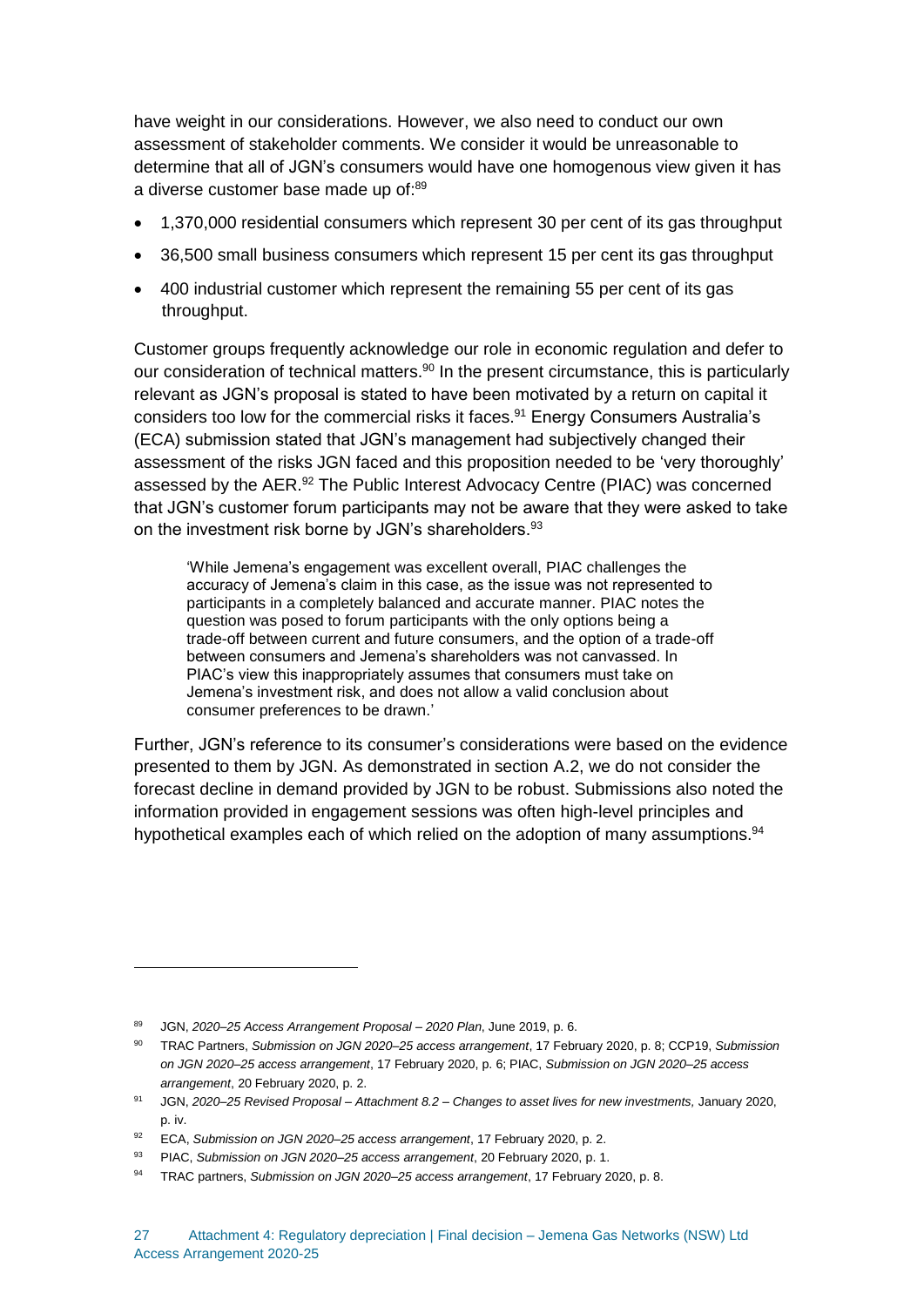have weight in our considerations. However, we also need to conduct our own assessment of stakeholder comments. We consider it would be unreasonable to determine that all of JGN's consumers would have one homogenous view given it has a diverse customer base made up of:[89]

- 1,370,000 residential consumers which represent 30 per cent of its gas throughput
- 36,500 small business consumers which represent 15 per cent its gas throughput
- 400 industrial customer which represent the remaining 55 per cent of its gas throughput.

Customer groups frequently acknowledge our role in economic regulation and defer to our consideration of technical matters.[90] In the present circumstance, this is particularly relevant as JGN's proposal is stated to have been motivated by a return on capital it considers too low for the commercial risks it faces.[91] Energy Consumers Australia's (ECA) submission stated that JGN's management had subjectively changed their assessment of the risks JGN faced and this proposition needed to be 'very thoroughly' assessed by the AER.[92] The Public Interest Advocacy Centre (PIAC) was concerned that JGN's customer forum participants may not be aware that they were asked to take on the investment risk borne by JGN's shareholders.[93]

> 'While Jemena's engagement was excellent overall, PIAC challenges the accuracy of Jemena's claim in this case, as the issue was not represented to participants in a completely balanced and accurate manner. PIAC notes the question was posed to forum participants with the only options being a trade-off between current and future consumers, and the option of a trade-off between consumers and Jemena's shareholders was not canvassed. In PIAC's view this inappropriately assumes that consumers must take on Jemena's investment risk, and does not allow a valid conclusion about consumer preferences to be drawn.'

Further, JGN's reference to its consumer's considerations were based on the evidence presented to them by JGN. As demonstrated in section A.2, we do not consider the forecast decline in demand provided by JGN to be robust. Submissions also noted the information provided in engagement sessions was often high-level principles and hypothetical examples each of which relied on the adoption of many assumptions.[94]

---

[89] JGN, *2020–25 Access Arrangement Proposal – 2020 Plan*, June 2019, p. 6.

[90] TRAC Partners, *Submission on JGN 2020–25 access arrangement*, 17 February 2020, p. 8; CCP19, *Submission on JGN 2020–25 access arrangement*, 17 February 2020, p. 6; PIAC, *Submission on JGN 2020–25 access arrangement*, 20 February 2020, p. 2.

[91] JGN, *2020–25 Revised Proposal – Attachment 8.2 – Changes to asset lives for new investments,* January 2020, p. iv.

[92] ECA, *Submission on JGN 2020–25 access arrangement*, 17 February 2020, p. 2.

[93] PIAC, *Submission on JGN 2020–25 access arrangement*, 20 February 2020, p. 1.

[94] TRAC partners, *Submission on JGN 2020–25 access arrangement*, 17 February 2020, p. 8.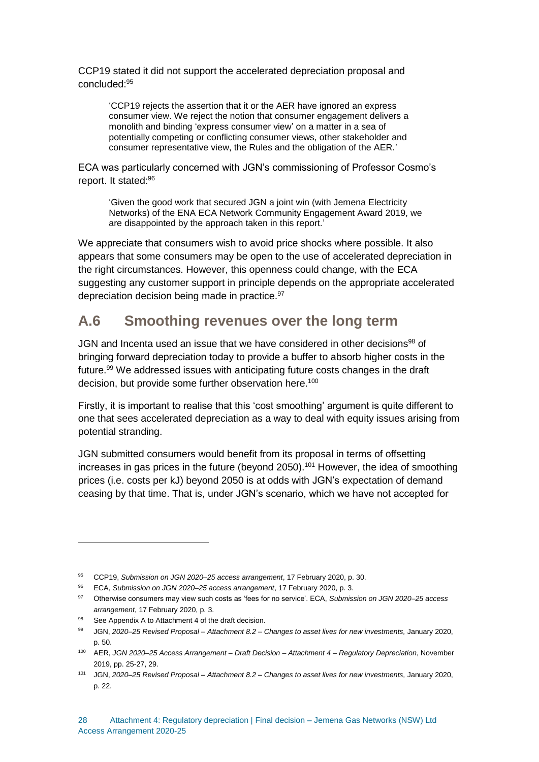CCP19 stated it did not support the accelerated depreciation proposal and concluded:[95]

> 'CCP19 rejects the assertion that it or the AER have ignored an express consumer view. We reject the notion that consumer engagement delivers a monolith and binding 'express consumer view' on a matter in a sea of potentially competing or conflicting consumer views, other stakeholder and consumer representative view, the Rules and the obligation of the AER.'

ECA was particularly concerned with JGN's commissioning of Professor Cosmo's report. It stated:[96]

> 'Given the good work that secured JGN a joint win (with Jemena Electricity Networks) of the ENA ECA Network Community Engagement Award 2019, we are disappointed by the approach taken in this report.'

We appreciate that consumers wish to avoid price shocks where possible. It also appears that some consumers may be open to the use of accelerated depreciation in the right circumstances. However, this openness could change, with the ECA suggesting any customer support in principle depends on the appropriate accelerated depreciation decision being made in practice.[97]

## A.6 Smoothing revenues over the long term

JGN and Incenta used an issue that we have considered in other decisions[98] of bringing forward depreciation today to provide a buffer to absorb higher costs in the future.[99] We addressed issues with anticipating future costs changes in the draft decision, but provide some further observation here.[100]

Firstly, it is important to realise that this 'cost smoothing' argument is quite different to one that sees accelerated depreciation as a way to deal with equity issues arising from potential stranding.

JGN submitted consumers would benefit from its proposal in terms of offsetting increases in gas prices in the future (beyond 2050).[101] However, the idea of smoothing prices (i.e. costs per kJ) beyond 2050 is at odds with JGN's expectation of demand ceasing by that time. That is, under JGN's scenario, which we have not accepted for

---

[95] CCP19, *Submission on JGN 2020–25 access arrangement*, 17 February 2020, p. 30.

[96] ECA, *Submission on JGN 2020–25 access arrangement*, 17 February 2020, p. 3.

[97] Otherwise consumers may view such costs as 'fees for no service'. ECA, *Submission on JGN 2020–25 access arrangement*, 17 February 2020, p. 3.

[98] See Appendix A to Attachment 4 of the draft decision.

[99] JGN, *2020–25 Revised Proposal – Attachment 8.2 – Changes to asset lives for new investments,* January 2020, p. 50.

[100] AER, *JGN 2020–25 Access Arrangement – Draft Decision – Attachment 4 – Regulatory Depreciation*, November 2019, pp. 25-27, 29.

[101] JGN, *2020–25 Revised Proposal – Attachment 8.2 – Changes to asset lives for new investments,* January 2020, p. 22.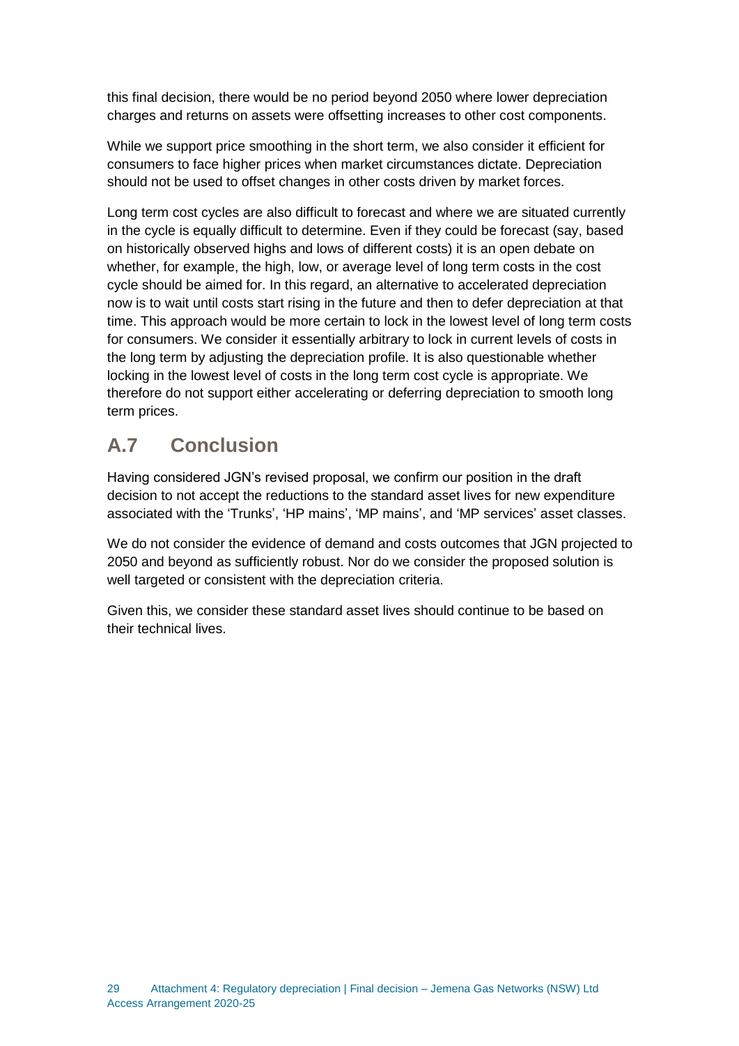this final decision, there would be no period beyond 2050 where lower depreciation charges and returns on assets were offsetting increases to other cost components.

While we support price smoothing in the short term, we also consider it efficient for consumers to face higher prices when market circumstances dictate. Depreciation should not be used to offset changes in other costs driven by market forces.

Long term cost cycles are also difficult to forecast and where we are situated currently in the cycle is equally difficult to determine. Even if they could be forecast (say, based on historically observed highs and lows of different costs) it is an open debate on whether, for example, the high, low, or average level of long term costs in the cost cycle should be aimed for. In this regard, an alternative to accelerated depreciation now is to wait until costs start rising in the future and then to defer depreciation at that time. This approach would be more certain to lock in the lowest level of long term costs for consumers. We consider it essentially arbitrary to lock in current levels of costs in the long term by adjusting the depreciation profile. It is also questionable whether locking in the lowest level of costs in the long term cost cycle is appropriate. We therefore do not support either accelerating or deferring depreciation to smooth long term prices.

## A.7 Conclusion

Having considered JGN's revised proposal, we confirm our position in the draft decision to not accept the reductions to the standard asset lives for new expenditure associated with the 'Trunks', 'HP mains', 'MP mains', and 'MP services' asset classes.

We do not consider the evidence of demand and costs outcomes that JGN projected to 2050 and beyond as sufficiently robust. Nor do we consider the proposed solution is well targeted or consistent with the depreciation criteria.

Given this, we consider these standard asset lives should continue to be based on their technical lives.